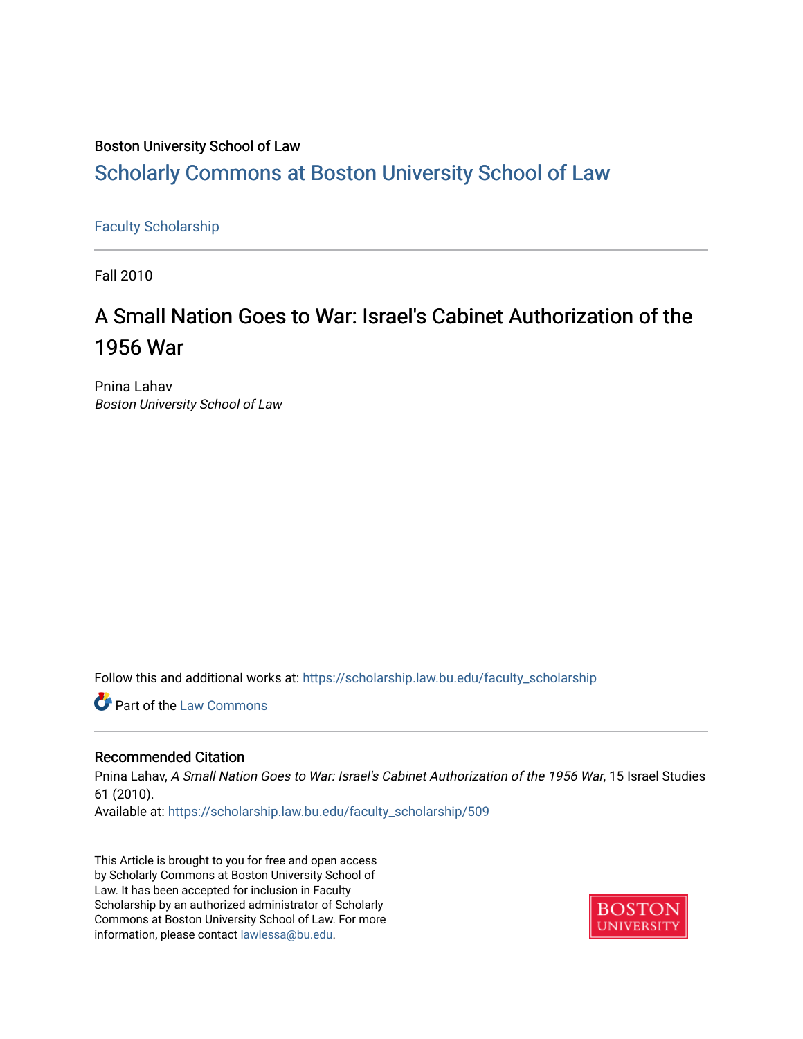Boston University School of Law

# Scholarly Commons at Boston University School of Law

Faculty Scholarship

Fall 2010

## A Small Nation Goes to War: Israel's Cabinet Authorization of the 1956 War

Pnina Lahav
*Boston University School of Law*

Follow this and additional works at: https://scholarship.law.bu.edu/faculty_scholarship

Part of the Law Commons

### Recommended Citation

Pnina Lahav, *A Small Nation Goes to War: Israel's Cabinet Authorization of the 1956 War*, 15 Israel Studies 61 (2010).

Available at: https://scholarship.law.bu.edu/faculty_scholarship/509

This Article is brought to you for free and open access by Scholarly Commons at Boston University School of Law. It has been accepted for inclusion in Faculty Scholarship by an authorized administrator of Scholarly Commons at Boston University School of Law. For more information, please contact lawlessa@bu.edu.

BOSTON UNIVERSITY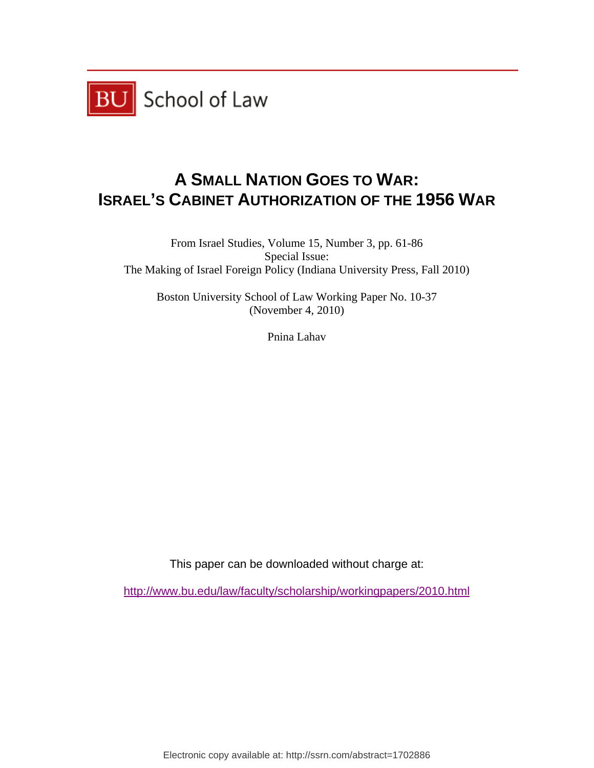BU School of Law

# A SMALL NATION GOES TO WAR: ISRAEL'S CABINET AUTHORIZATION OF THE 1956 WAR

From Israel Studies, Volume 15, Number 3, pp. 61-86
Special Issue:
The Making of Israel Foreign Policy (Indiana University Press, Fall 2010)

Boston University School of Law Working Paper No. 10-37
(November 4, 2010)

Pnina Lahav

This paper can be downloaded without charge at:

http://www.bu.edu/law/faculty/scholarship/workingpapers/2010.html

Electronic copy available at: http://ssrn.com/abstract=1702886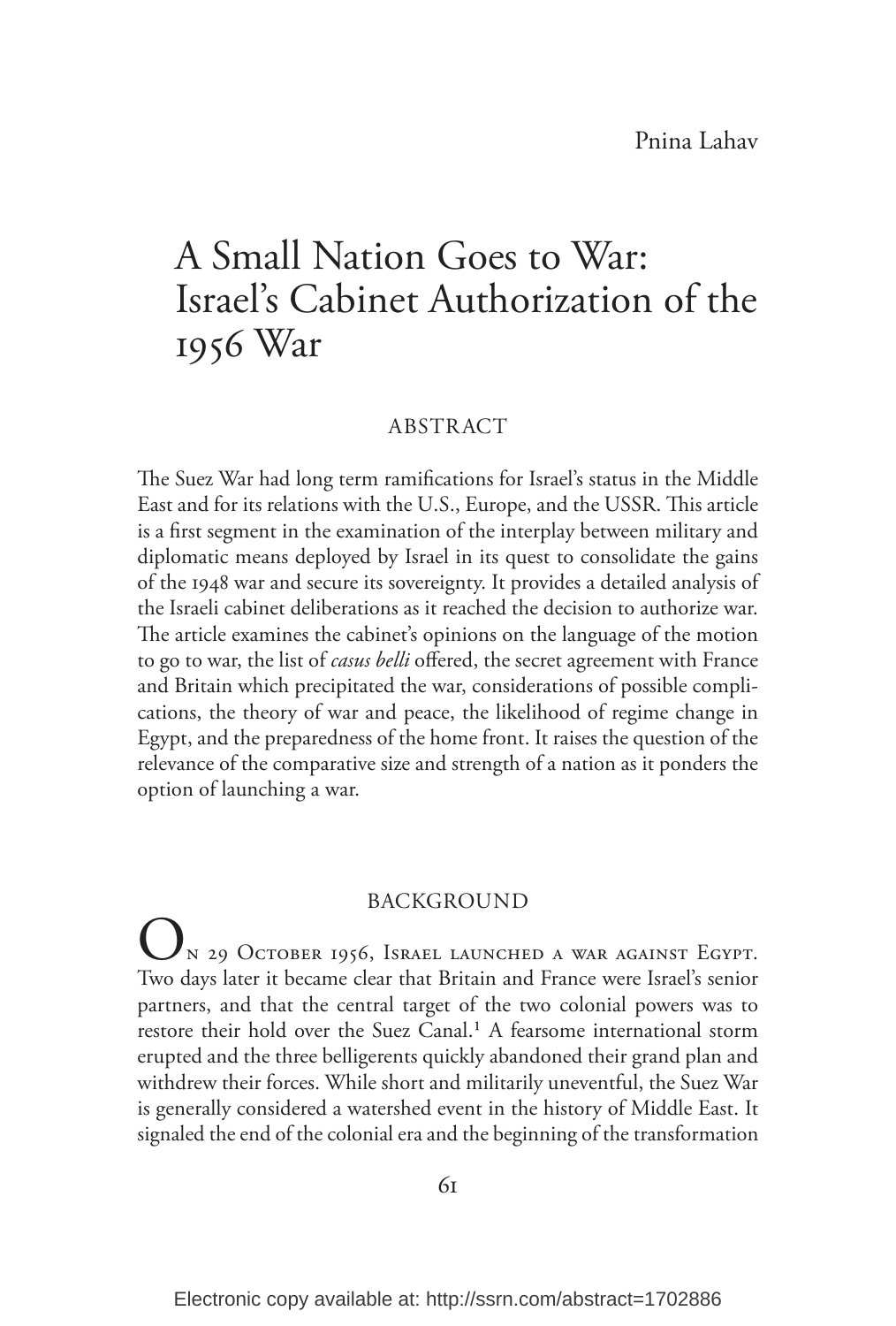Pnina Lahav

# A Small Nation Goes to War: Israel's Cabinet Authorization of the 1956 War

## ABSTRACT

The Suez War had long term ramifications for Israel's status in the Middle East and for its relations with the U.S., Europe, and the USSR. This article is a first segment in the examination of the interplay between military and diplomatic means deployed by Israel in its quest to consolidate the gains of the 1948 war and secure its sovereignty. It provides a detailed analysis of the Israeli cabinet deliberations as it reached the decision to authorize war. The article examines the cabinet's opinions on the language of the motion to go to war, the list of *casus belli* offered, the secret agreement with France and Britain which precipitated the war, considerations of possible complications, the theory of war and peace, the likelihood of regime change in Egypt, and the preparedness of the home front. It raises the question of the relevance of the comparative size and strength of a nation as it ponders the option of launching a war.

## BACKGROUND

On 29 October 1956, Israel launched a war against Egypt. Two days later it became clear that Britain and France were Israel's senior partners, and that the central target of the two colonial powers was to restore their hold over the Suez Canal.[1] A fearsome international storm erupted and the three belligerents quickly abandoned their grand plan and withdrew their forces. While short and militarily uneventful, the Suez War is generally considered a watershed event in the history of Middle East. It signaled the end of the colonial era and the beginning of the transformation

Electronic copy available at: http://ssrn.com/abstract=1702886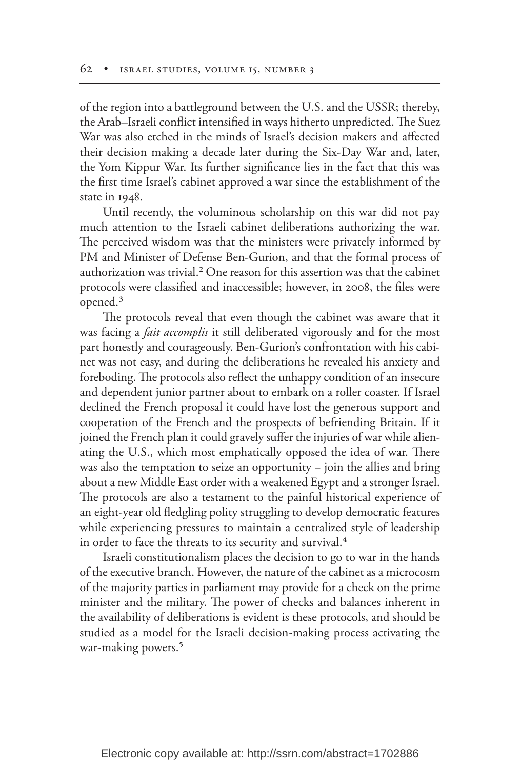of the region into a battleground between the U.S. and the USSR; thereby, the Arab–Israeli conflict intensified in ways hitherto unpredicted. The Suez War was also etched in the minds of Israel's decision makers and affected their decision making a decade later during the Six-Day War and, later, the Yom Kippur War. Its further significance lies in the fact that this was the first time Israel's cabinet approved a war since the establishment of the state in 1948.

Until recently, the voluminous scholarship on this war did not pay much attention to the Israeli cabinet deliberations authorizing the war. The perceived wisdom was that the ministers were privately informed by PM and Minister of Defense Ben-Gurion, and that the formal process of authorization was trivial.[2] One reason for this assertion was that the cabinet protocols were classified and inaccessible; however, in 2008, the files were opened.[3]

The protocols reveal that even though the cabinet was aware that it was facing a *fait accomplis* it still deliberated vigorously and for the most part honestly and courageously. Ben-Gurion's confrontation with his cabinet was not easy, and during the deliberations he revealed his anxiety and foreboding. The protocols also reflect the unhappy condition of an insecure and dependent junior partner about to embark on a roller coaster. If Israel declined the French proposal it could have lost the generous support and cooperation of the French and the prospects of befriending Britain. If it joined the French plan it could gravely suffer the injuries of war while alienating the U.S., which most emphatically opposed the idea of war. There was also the temptation to seize an opportunity – join the allies and bring about a new Middle East order with a weakened Egypt and a stronger Israel. The protocols are also a testament to the painful historical experience of an eight-year old fledgling polity struggling to develop democratic features while experiencing pressures to maintain a centralized style of leadership in order to face the threats to its security and survival.[4]

Israeli constitutionalism places the decision to go to war in the hands of the executive branch. However, the nature of the cabinet as a microcosm of the majority parties in parliament may provide for a check on the prime minister and the military. The power of checks and balances inherent in the availability of deliberations is evident is these protocols, and should be studied as a model for the Israeli decision-making process activating the war-making powers.[5]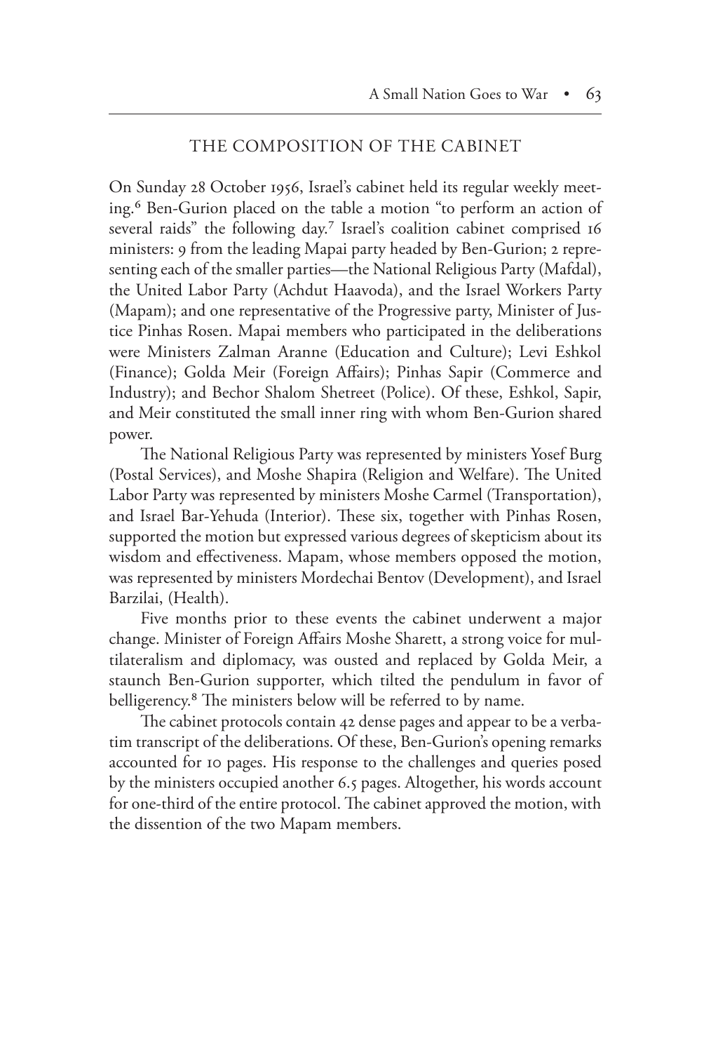## THE COMPOSITION OF THE CABINET

On Sunday 28 October 1956, Israel's cabinet held its regular weekly meeting.[6] Ben-Gurion placed on the table a motion "to perform an action of several raids" the following day.[7] Israel's coalition cabinet comprised 16 ministers: 9 from the leading Mapai party headed by Ben-Gurion; 2 representing each of the smaller parties—the National Religious Party (Mafdal), the United Labor Party (Achdut Haavoda), and the Israel Workers Party (Mapam); and one representative of the Progressive party, Minister of Justice Pinhas Rosen. Mapai members who participated in the deliberations were Ministers Zalman Aranne (Education and Culture); Levi Eshkol (Finance); Golda Meir (Foreign Affairs); Pinhas Sapir (Commerce and Industry); and Bechor Shalom Shetreet (Police). Of these, Eshkol, Sapir, and Meir constituted the small inner ring with whom Ben-Gurion shared power.

The National Religious Party was represented by ministers Yosef Burg (Postal Services), and Moshe Shapira (Religion and Welfare). The United Labor Party was represented by ministers Moshe Carmel (Transportation), and Israel Bar-Yehuda (Interior). These six, together with Pinhas Rosen, supported the motion but expressed various degrees of skepticism about its wisdom and effectiveness. Mapam, whose members opposed the motion, was represented by ministers Mordechai Bentov (Development), and Israel Barzilai, (Health).

Five months prior to these events the cabinet underwent a major change. Minister of Foreign Affairs Moshe Sharett, a strong voice for multilateralism and diplomacy, was ousted and replaced by Golda Meir, a staunch Ben-Gurion supporter, which tilted the pendulum in favor of belligerency.[8] The ministers below will be referred to by name.

The cabinet protocols contain 42 dense pages and appear to be a verbatim transcript of the deliberations. Of these, Ben-Gurion's opening remarks accounted for 10 pages. His response to the challenges and queries posed by the ministers occupied another 6.5 pages. Altogether, his words account for one-third of the entire protocol. The cabinet approved the motion, with the dissention of the two Mapam members.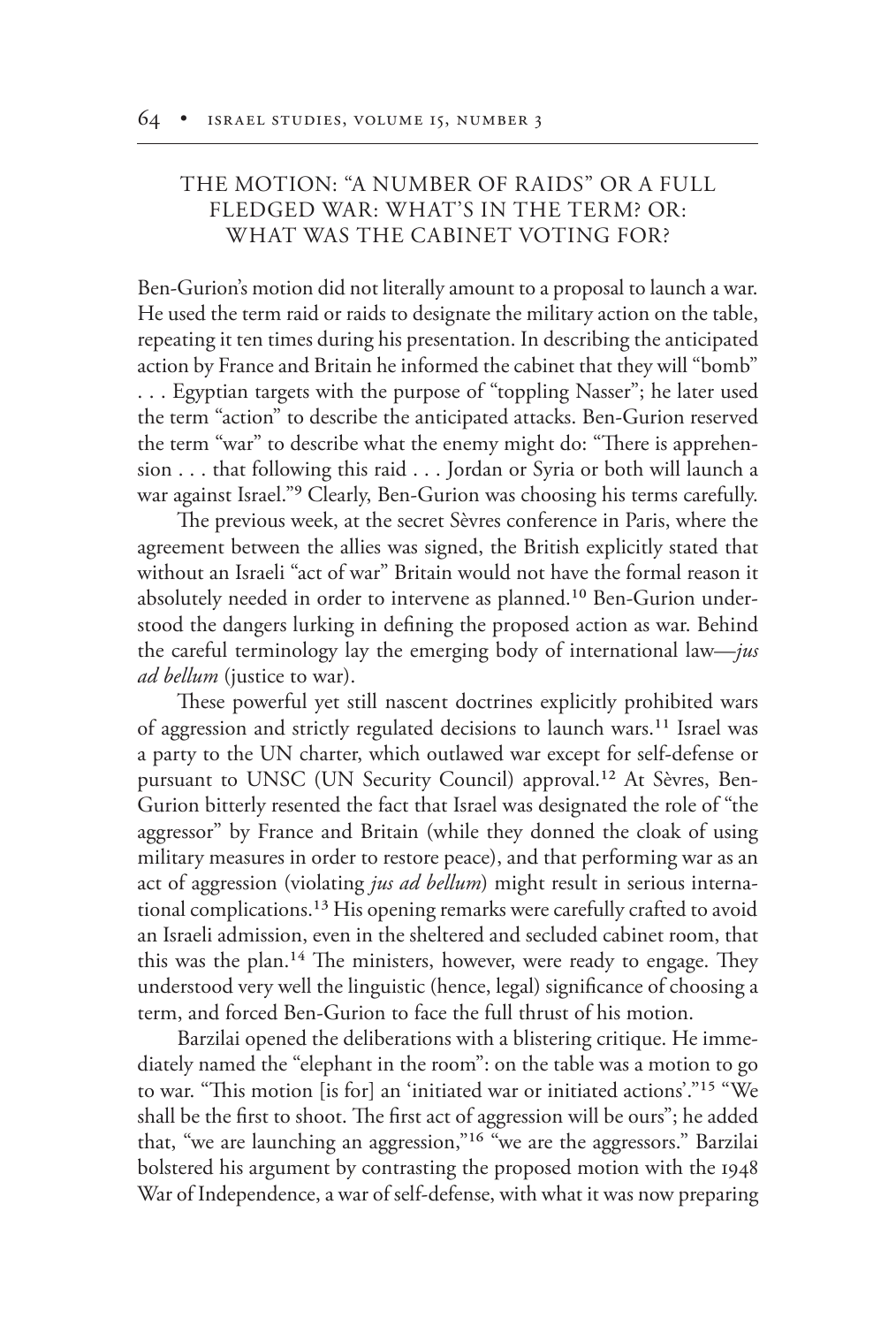## THE MOTION: "A NUMBER OF RAIDS" OR A FULL FLEDGED WAR: WHAT'S IN THE TERM? OR: WHAT WAS THE CABINET VOTING FOR?

Ben-Gurion's motion did not literally amount to a proposal to launch a war. He used the term raid or raids to designate the military action on the table, repeating it ten times during his presentation. In describing the anticipated action by France and Britain he informed the cabinet that they will "bomb" . . . Egyptian targets with the purpose of "toppling Nasser"; he later used the term "action" to describe the anticipated attacks. Ben-Gurion reserved the term "war" to describe what the enemy might do: "There is apprehension . . . that following this raid . . . Jordan or Syria or both will launch a war against Israel."[9] Clearly, Ben-Gurion was choosing his terms carefully.

The previous week, at the secret Sèvres conference in Paris, where the agreement between the allies was signed, the British explicitly stated that without an Israeli "act of war" Britain would not have the formal reason it absolutely needed in order to intervene as planned.[10] Ben-Gurion understood the dangers lurking in defining the proposed action as war. Behind the careful terminology lay the emerging body of international law—*jus ad bellum* (justice to war).

These powerful yet still nascent doctrines explicitly prohibited wars of aggression and strictly regulated decisions to launch wars.[11] Israel was a party to the UN charter, which outlawed war except for self-defense or pursuant to UNSC (UN Security Council) approval.[12] At Sèvres, Ben-Gurion bitterly resented the fact that Israel was designated the role of "the aggressor" by France and Britain (while they donned the cloak of using military measures in order to restore peace), and that performing war as an act of aggression (violating *jus ad bellum*) might result in serious international complications.[13] His opening remarks were carefully crafted to avoid an Israeli admission, even in the sheltered and secluded cabinet room, that this was the plan.[14] The ministers, however, were ready to engage. They understood very well the linguistic (hence, legal) significance of choosing a term, and forced Ben-Gurion to face the full thrust of his motion.

Barzilai opened the deliberations with a blistering critique. He immediately named the "elephant in the room": on the table was a motion to go to war. "This motion [is for] an 'initiated war or initiated actions'."[15] "We shall be the first to shoot. The first act of aggression will be ours"; he added that, "we are launching an aggression,"[16] "we are the aggressors." Barzilai bolstered his argument by contrasting the proposed motion with the 1948 War of Independence, a war of self-defense, with what it was now preparing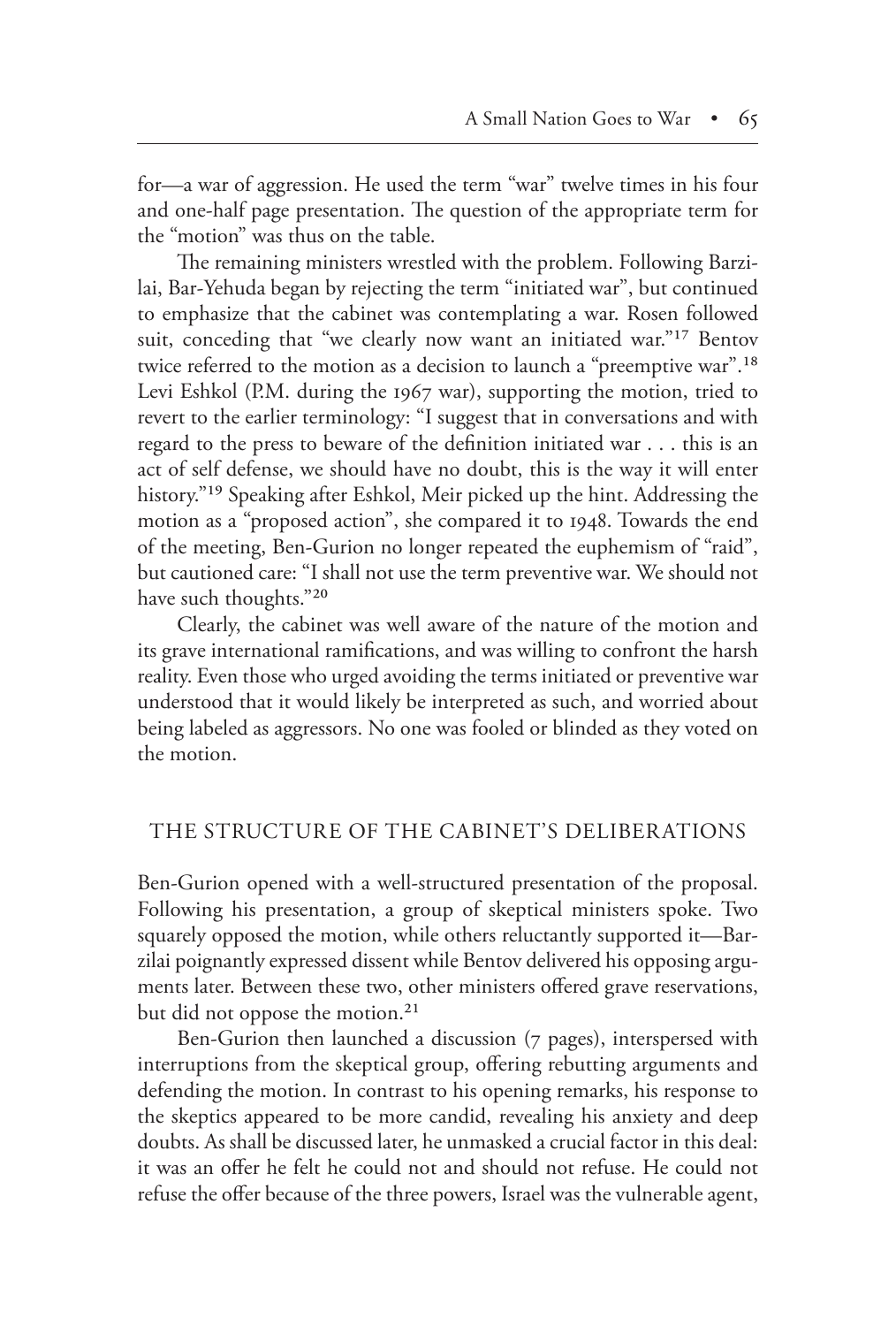for—a war of aggression. He used the term "war" twelve times in his four and one-half page presentation. The question of the appropriate term for the "motion" was thus on the table.

The remaining ministers wrestled with the problem. Following Barzilai, Bar-Yehuda began by rejecting the term "initiated war", but continued to emphasize that the cabinet was contemplating a war. Rosen followed suit, conceding that "we clearly now want an initiated war."[17] Bentov twice referred to the motion as a decision to launch a "preemptive war".[18] Levi Eshkol (P.M. during the 1967 war), supporting the motion, tried to revert to the earlier terminology: "I suggest that in conversations and with regard to the press to beware of the definition initiated war . . . this is an act of self defense, we should have no doubt, this is the way it will enter history."[19] Speaking after Eshkol, Meir picked up the hint. Addressing the motion as a "proposed action", she compared it to 1948. Towards the end of the meeting, Ben-Gurion no longer repeated the euphemism of "raid", but cautioned care: "I shall not use the term preventive war. We should not have such thoughts."[20]

Clearly, the cabinet was well aware of the nature of the motion and its grave international ramifications, and was willing to confront the harsh reality. Even those who urged avoiding the terms initiated or preventive war understood that it would likely be interpreted as such, and worried about being labeled as aggressors. No one was fooled or blinded as they voted on the motion.

## THE STRUCTURE OF THE CABINET'S DELIBERATIONS

Ben-Gurion opened with a well-structured presentation of the proposal. Following his presentation, a group of skeptical ministers spoke. Two squarely opposed the motion, while others reluctantly supported it—Barzilai poignantly expressed dissent while Bentov delivered his opposing arguments later. Between these two, other ministers offered grave reservations, but did not oppose the motion.[21]

Ben-Gurion then launched a discussion (7 pages), interspersed with interruptions from the skeptical group, offering rebutting arguments and defending the motion. In contrast to his opening remarks, his response to the skeptics appeared to be more candid, revealing his anxiety and deep doubts. As shall be discussed later, he unmasked a crucial factor in this deal: it was an offer he felt he could not and should not refuse. He could not refuse the offer because of the three powers, Israel was the vulnerable agent,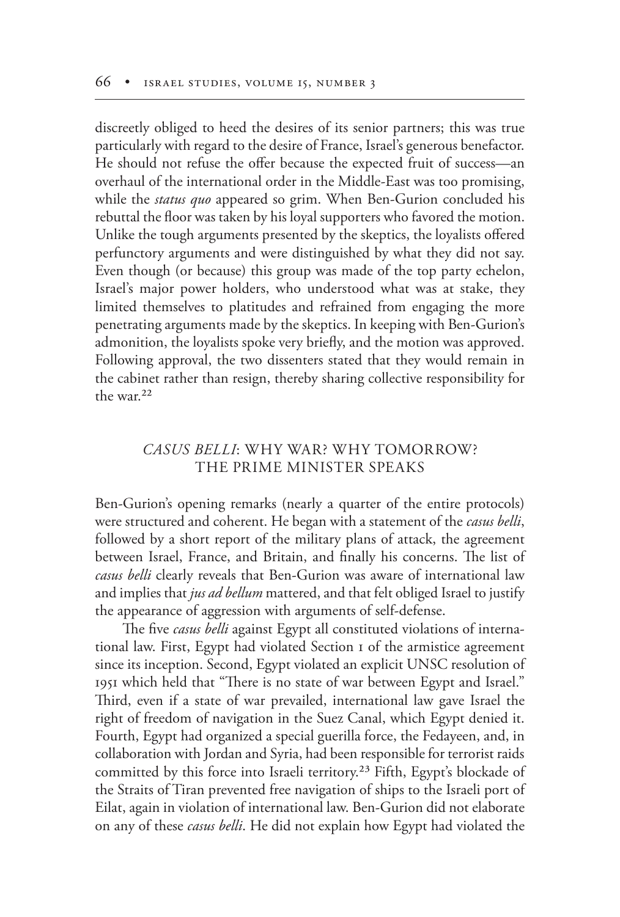discreetly obliged to heed the desires of its senior partners; this was true particularly with regard to the desire of France, Israel's generous benefactor. He should not refuse the offer because the expected fruit of success—an overhaul of the international order in the Middle-East was too promising, while the *status quo* appeared so grim. When Ben-Gurion concluded his rebuttal the floor was taken by his loyal supporters who favored the motion. Unlike the tough arguments presented by the skeptics, the loyalists offered perfunctory arguments and were distinguished by what they did not say. Even though (or because) this group was made of the top party echelon, Israel's major power holders, who understood what was at stake, they limited themselves to platitudes and refrained from engaging the more penetrating arguments made by the skeptics. In keeping with Ben-Gurion's admonition, the loyalists spoke very briefly, and the motion was approved. Following approval, the two dissenters stated that they would remain in the cabinet rather than resign, thereby sharing collective responsibility for the war.[22]

## *CASUS BELLI*: WHY WAR? WHY TOMORROW? THE PRIME MINISTER SPEAKS

Ben-Gurion's opening remarks (nearly a quarter of the entire protocols) were structured and coherent. He began with a statement of the *casus belli*, followed by a short report of the military plans of attack, the agreement between Israel, France, and Britain, and finally his concerns. The list of *casus belli* clearly reveals that Ben-Gurion was aware of international law and implies that *jus ad bellum* mattered, and that felt obliged Israel to justify the appearance of aggression with arguments of self-defense.

The five *casus belli* against Egypt all constituted violations of international law. First, Egypt had violated Section 1 of the armistice agreement since its inception. Second, Egypt violated an explicit UNSC resolution of 1951 which held that "There is no state of war between Egypt and Israel." Third, even if a state of war prevailed, international law gave Israel the right of freedom of navigation in the Suez Canal, which Egypt denied it. Fourth, Egypt had organized a special guerilla force, the Fedayeen, and, in collaboration with Jordan and Syria, had been responsible for terrorist raids committed by this force into Israeli territory.[23] Fifth, Egypt's blockade of the Straits of Tiran prevented free navigation of ships to the Israeli port of Eilat, again in violation of international law. Ben-Gurion did not elaborate on any of these *casus belli*. He did not explain how Egypt had violated the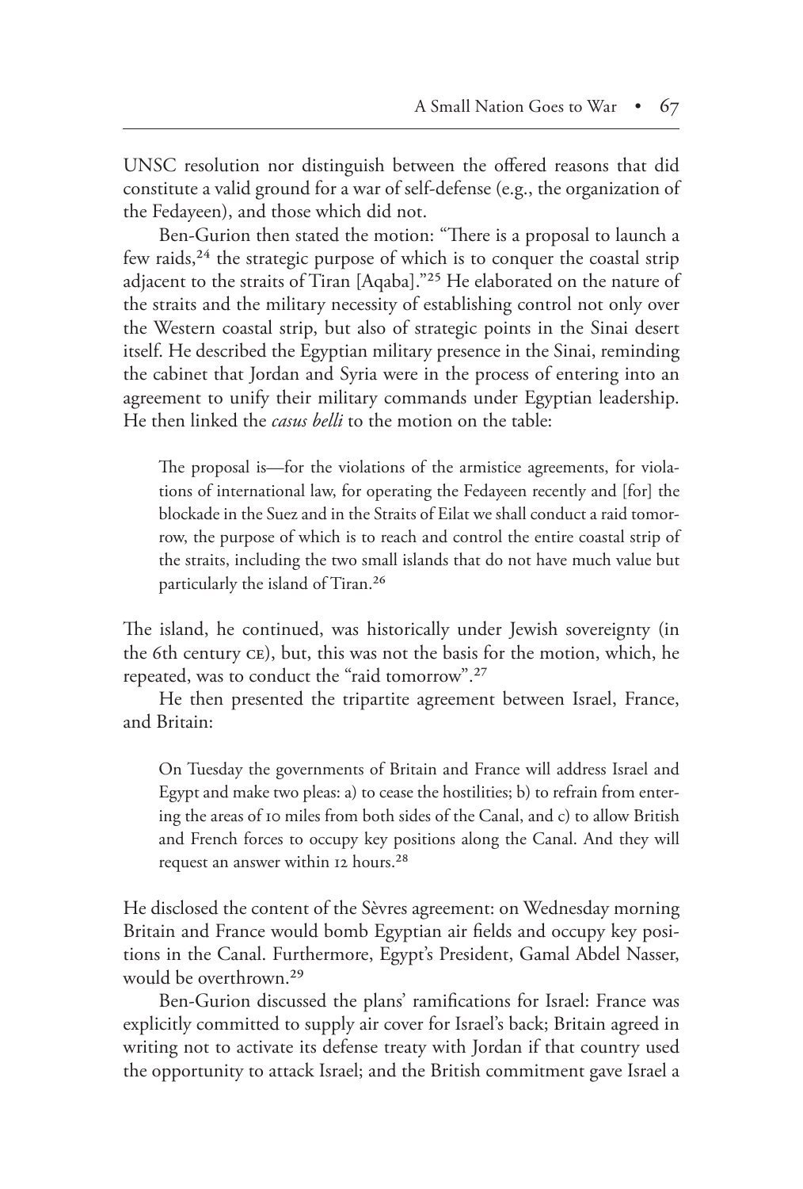UNSC resolution nor distinguish between the offered reasons that did constitute a valid ground for a war of self-defense (e.g., the organization of the Fedayeen), and those which did not.

Ben-Gurion then stated the motion: "There is a proposal to launch a few raids,[24] the strategic purpose of which is to conquer the coastal strip adjacent to the straits of Tiran [Aqaba]."[25] He elaborated on the nature of the straits and the military necessity of establishing control not only over the Western coastal strip, but also of strategic points in the Sinai desert itself. He described the Egyptian military presence in the Sinai, reminding the cabinet that Jordan and Syria were in the process of entering into an agreement to unify their military commands under Egyptian leadership. He then linked the *casus belli* to the motion on the table:

> The proposal is—for the violations of the armistice agreements, for violations of international law, for operating the Fedayeen recently and [for] the blockade in the Suez and in the Straits of Eilat we shall conduct a raid tomorrow, the purpose of which is to reach and control the entire coastal strip of the straits, including the two small islands that do not have much value but particularly the island of Tiran.[26]

The island, he continued, was historically under Jewish sovereignty (in the 6th century CE), but, this was not the basis for the motion, which, he repeated, was to conduct the "raid tomorrow".[27]

He then presented the tripartite agreement between Israel, France, and Britain:

> On Tuesday the governments of Britain and France will address Israel and Egypt and make two pleas: a) to cease the hostilities; b) to refrain from entering the areas of 10 miles from both sides of the Canal, and c) to allow British and French forces to occupy key positions along the Canal. And they will request an answer within 12 hours.[28]

He disclosed the content of the Sèvres agreement: on Wednesday morning Britain and France would bomb Egyptian air fields and occupy key positions in the Canal. Furthermore, Egypt's President, Gamal Abdel Nasser, would be overthrown.[29]

Ben-Gurion discussed the plans' ramifications for Israel: France was explicitly committed to supply air cover for Israel's back; Britain agreed in writing not to activate its defense treaty with Jordan if that country used the opportunity to attack Israel; and the British commitment gave Israel a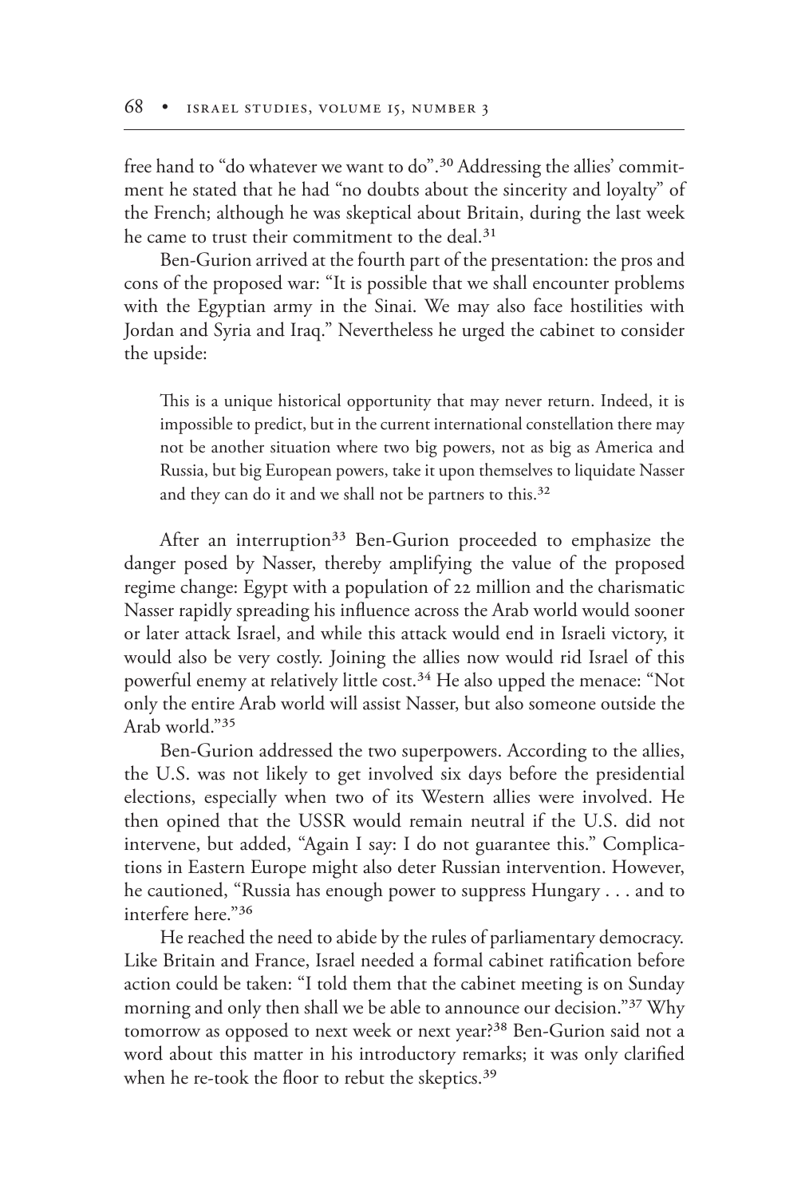free hand to "do whatever we want to do".[30] Addressing the allies' commitment he stated that he had "no doubts about the sincerity and loyalty" of the French; although he was skeptical about Britain, during the last week he came to trust their commitment to the deal.[31]

Ben-Gurion arrived at the fourth part of the presentation: the pros and cons of the proposed war: "It is possible that we shall encounter problems with the Egyptian army in the Sinai. We may also face hostilities with Jordan and Syria and Iraq." Nevertheless he urged the cabinet to consider the upside:

> This is a unique historical opportunity that may never return. Indeed, it is impossible to predict, but in the current international constellation there may not be another situation where two big powers, not as big as America and Russia, but big European powers, take it upon themselves to liquidate Nasser and they can do it and we shall not be partners to this.[32]

After an interruption[33] Ben-Gurion proceeded to emphasize the danger posed by Nasser, thereby amplifying the value of the proposed regime change: Egypt with a population of 22 million and the charismatic Nasser rapidly spreading his influence across the Arab world would sooner or later attack Israel, and while this attack would end in Israeli victory, it would also be very costly. Joining the allies now would rid Israel of this powerful enemy at relatively little cost.[34] He also upped the menace: "Not only the entire Arab world will assist Nasser, but also someone outside the Arab world."[35]

Ben-Gurion addressed the two superpowers. According to the allies, the U.S. was not likely to get involved six days before the presidential elections, especially when two of its Western allies were involved. He then opined that the USSR would remain neutral if the U.S. did not intervene, but added, "Again I say: I do not guarantee this." Complications in Eastern Europe might also deter Russian intervention. However, he cautioned, "Russia has enough power to suppress Hungary . . . and to interfere here."[36]

He reached the need to abide by the rules of parliamentary democracy. Like Britain and France, Israel needed a formal cabinet ratification before action could be taken: "I told them that the cabinet meeting is on Sunday morning and only then shall we be able to announce our decision."[37] Why tomorrow as opposed to next week or next year?[38] Ben-Gurion said not a word about this matter in his introductory remarks; it was only clarified when he re-took the floor to rebut the skeptics.[39]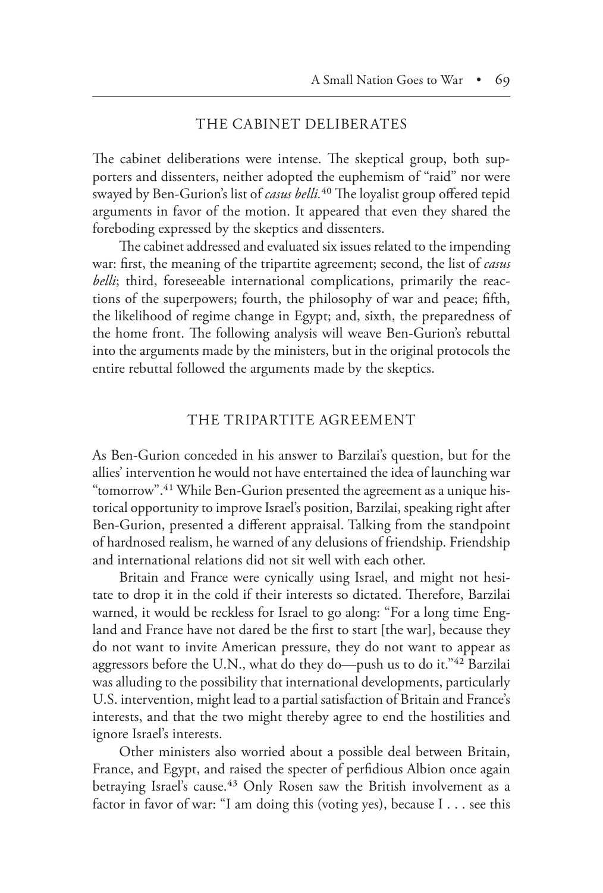## THE CABINET DELIBERATES

The cabinet deliberations were intense. The skeptical group, both supporters and dissenters, neither adopted the euphemism of "raid" nor were swayed by Ben-Gurion's list of *casus belli.*[40] The loyalist group offered tepid arguments in favor of the motion. It appeared that even they shared the foreboding expressed by the skeptics and dissenters.

The cabinet addressed and evaluated six issues related to the impending war: first, the meaning of the tripartite agreement; second, the list of *casus belli*; third, foreseeable international complications, primarily the reactions of the superpowers; fourth, the philosophy of war and peace; fifth, the likelihood of regime change in Egypt; and, sixth, the preparedness of the home front. The following analysis will weave Ben-Gurion's rebuttal into the arguments made by the ministers, but in the original protocols the entire rebuttal followed the arguments made by the skeptics.

## THE TRIPARTITE AGREEMENT

As Ben-Gurion conceded in his answer to Barzilai's question, but for the allies' intervention he would not have entertained the idea of launching war "tomorrow".[41] While Ben-Gurion presented the agreement as a unique historical opportunity to improve Israel's position, Barzilai, speaking right after Ben-Gurion, presented a different appraisal. Talking from the standpoint of hardnosed realism, he warned of any delusions of friendship. Friendship and international relations did not sit well with each other.

Britain and France were cynically using Israel, and might not hesitate to drop it in the cold if their interests so dictated. Therefore, Barzilai warned, it would be reckless for Israel to go along: "For a long time England and France have not dared be the first to start [the war], because they do not want to invite American pressure, they do not want to appear as aggressors before the U.N., what do they do—push us to do it."[42] Barzilai was alluding to the possibility that international developments, particularly U.S. intervention, might lead to a partial satisfaction of Britain and France's interests, and that the two might thereby agree to end the hostilities and ignore Israel's interests.

Other ministers also worried about a possible deal between Britain, France, and Egypt, and raised the specter of perfidious Albion once again betraying Israel's cause.[43] Only Rosen saw the British involvement as a factor in favor of war: "I am doing this (voting yes), because I . . . see this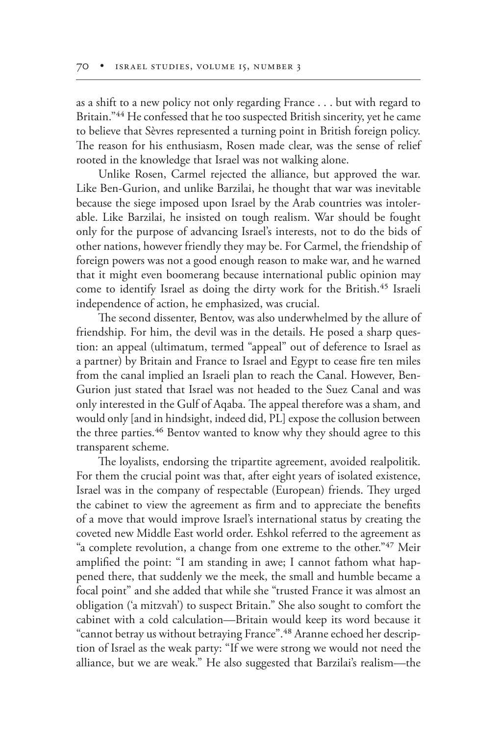as a shift to a new policy not only regarding France . . . but with regard to Britain."[44] He confessed that he too suspected British sincerity, yet he came to believe that Sèvres represented a turning point in British foreign policy. The reason for his enthusiasm, Rosen made clear, was the sense of relief rooted in the knowledge that Israel was not walking alone.

Unlike Rosen, Carmel rejected the alliance, but approved the war. Like Ben-Gurion, and unlike Barzilai, he thought that war was inevitable because the siege imposed upon Israel by the Arab countries was intolerable. Like Barzilai, he insisted on tough realism. War should be fought only for the purpose of advancing Israel's interests, not to do the bids of other nations, however friendly they may be. For Carmel, the friendship of foreign powers was not a good enough reason to make war, and he warned that it might even boomerang because international public opinion may come to identify Israel as doing the dirty work for the British.[45] Israeli independence of action, he emphasized, was crucial.

The second dissenter, Bentov, was also underwhelmed by the allure of friendship. For him, the devil was in the details. He posed a sharp question: an appeal (ultimatum, termed "appeal" out of deference to Israel as a partner) by Britain and France to Israel and Egypt to cease fire ten miles from the canal implied an Israeli plan to reach the Canal. However, Ben-Gurion just stated that Israel was not headed to the Suez Canal and was only interested in the Gulf of Aqaba. The appeal therefore was a sham, and would only [and in hindsight, indeed did, PL] expose the collusion between the three parties.[46] Bentov wanted to know why they should agree to this transparent scheme.

The loyalists, endorsing the tripartite agreement, avoided realpolitik. For them the crucial point was that, after eight years of isolated existence, Israel was in the company of respectable (European) friends. They urged the cabinet to view the agreement as firm and to appreciate the benefits of a move that would improve Israel's international status by creating the coveted new Middle East world order. Eshkol referred to the agreement as "a complete revolution, a change from one extreme to the other."[47] Meir amplified the point: "I am standing in awe; I cannot fathom what happened there, that suddenly we the meek, the small and humble became a focal point" and she added that while she "trusted France it was almost an obligation ('a mitzvah') to suspect Britain." She also sought to comfort the cabinet with a cold calculation—Britain would keep its word because it "cannot betray us without betraying France".[48] Aranne echoed her description of Israel as the weak party: "If we were strong we would not need the alliance, but we are weak." He also suggested that Barzilai's realism—the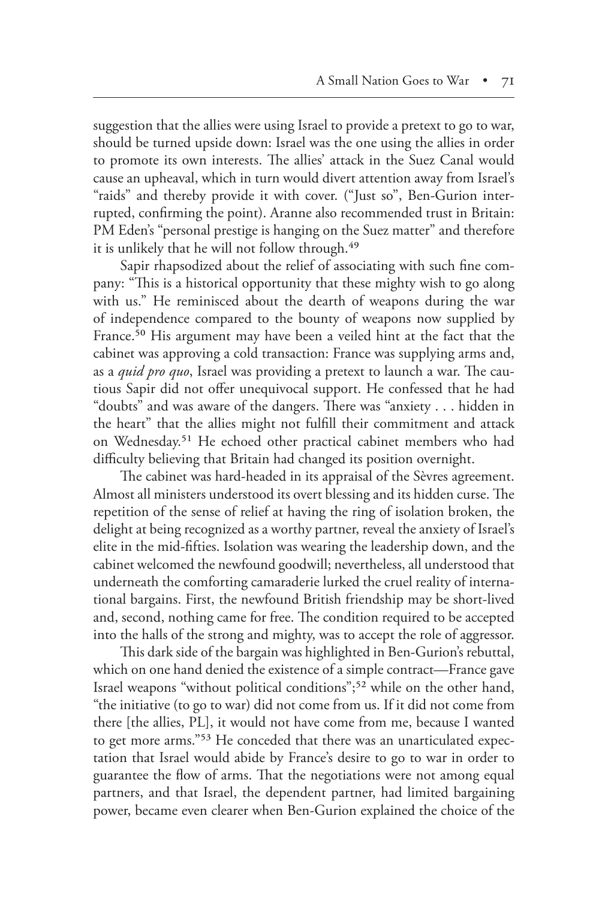suggestion that the allies were using Israel to provide a pretext to go to war, should be turned upside down: Israel was the one using the allies in order to promote its own interests. The allies' attack in the Suez Canal would cause an upheaval, which in turn would divert attention away from Israel's "raids" and thereby provide it with cover. ("Just so", Ben-Gurion interrupted, confirming the point). Aranne also recommended trust in Britain: PM Eden's "personal prestige is hanging on the Suez matter" and therefore it is unlikely that he will not follow through.[49]

Sapir rhapsodized about the relief of associating with such fine company: "This is a historical opportunity that these mighty wish to go along with us." He reminisced about the dearth of weapons during the war of independence compared to the bounty of weapons now supplied by France.[50] His argument may have been a veiled hint at the fact that the cabinet was approving a cold transaction: France was supplying arms and, as a *quid pro quo*, Israel was providing a pretext to launch a war. The cautious Sapir did not offer unequivocal support. He confessed that he had "doubts" and was aware of the dangers. There was "anxiety . . . hidden in the heart" that the allies might not fulfill their commitment and attack on Wednesday.[51] He echoed other practical cabinet members who had difficulty believing that Britain had changed its position overnight.

The cabinet was hard-headed in its appraisal of the Sèvres agreement. Almost all ministers understood its overt blessing and its hidden curse. The repetition of the sense of relief at having the ring of isolation broken, the delight at being recognized as a worthy partner, reveal the anxiety of Israel's elite in the mid-fifties. Isolation was wearing the leadership down, and the cabinet welcomed the newfound goodwill; nevertheless, all understood that underneath the comforting camaraderie lurked the cruel reality of international bargains. First, the newfound British friendship may be short-lived and, second, nothing came for free. The condition required to be accepted into the halls of the strong and mighty, was to accept the role of aggressor.

This dark side of the bargain was highlighted in Ben-Gurion's rebuttal, which on one hand denied the existence of a simple contract—France gave Israel weapons "without political conditions";[52] while on the other hand, "the initiative (to go to war) did not come from us. If it did not come from there [the allies, PL], it would not have come from me, because I wanted to get more arms."[53] He conceded that there was an unarticulated expectation that Israel would abide by France's desire to go to war in order to guarantee the flow of arms. That the negotiations were not among equal partners, and that Israel, the dependent partner, had limited bargaining power, became even clearer when Ben-Gurion explained the choice of the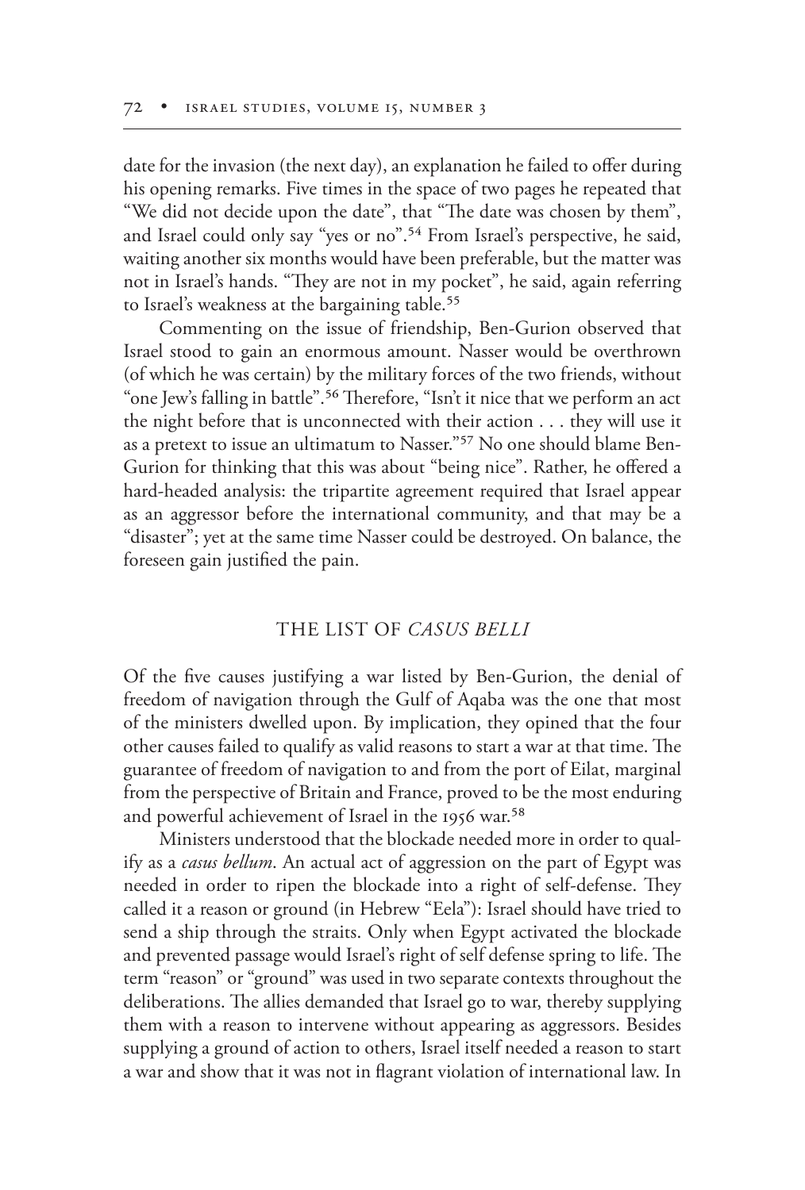date for the invasion (the next day), an explanation he failed to offer during his opening remarks. Five times in the space of two pages he repeated that "We did not decide upon the date", that "The date was chosen by them", and Israel could only say "yes or no".[54] From Israel's perspective, he said, waiting another six months would have been preferable, but the matter was not in Israel's hands. "They are not in my pocket", he said, again referring to Israel's weakness at the bargaining table.[55]

Commenting on the issue of friendship, Ben-Gurion observed that Israel stood to gain an enormous amount. Nasser would be overthrown (of which he was certain) by the military forces of the two friends, without "one Jew's falling in battle".[56] Therefore, "Isn't it nice that we perform an act the night before that is unconnected with their action . . . they will use it as a pretext to issue an ultimatum to Nasser."[57] No one should blame Ben-Gurion for thinking that this was about "being nice". Rather, he offered a hard-headed analysis: the tripartite agreement required that Israel appear as an aggressor before the international community, and that may be a "disaster"; yet at the same time Nasser could be destroyed. On balance, the foreseen gain justified the pain.

## THE LIST OF *CASUS BELLI*

Of the five causes justifying a war listed by Ben-Gurion, the denial of freedom of navigation through the Gulf of Aqaba was the one that most of the ministers dwelled upon. By implication, they opined that the four other causes failed to qualify as valid reasons to start a war at that time. The guarantee of freedom of navigation to and from the port of Eilat, marginal from the perspective of Britain and France, proved to be the most enduring and powerful achievement of Israel in the 1956 war.[58]

Ministers understood that the blockade needed more in order to qualify as a *casus bellum*. An actual act of aggression on the part of Egypt was needed in order to ripen the blockade into a right of self-defense. They called it a reason or ground (in Hebrew "Eela"): Israel should have tried to send a ship through the straits. Only when Egypt activated the blockade and prevented passage would Israel's right of self defense spring to life. The term "reason" or "ground" was used in two separate contexts throughout the deliberations. The allies demanded that Israel go to war, thereby supplying them with a reason to intervene without appearing as aggressors. Besides supplying a ground of action to others, Israel itself needed a reason to start a war and show that it was not in flagrant violation of international law. In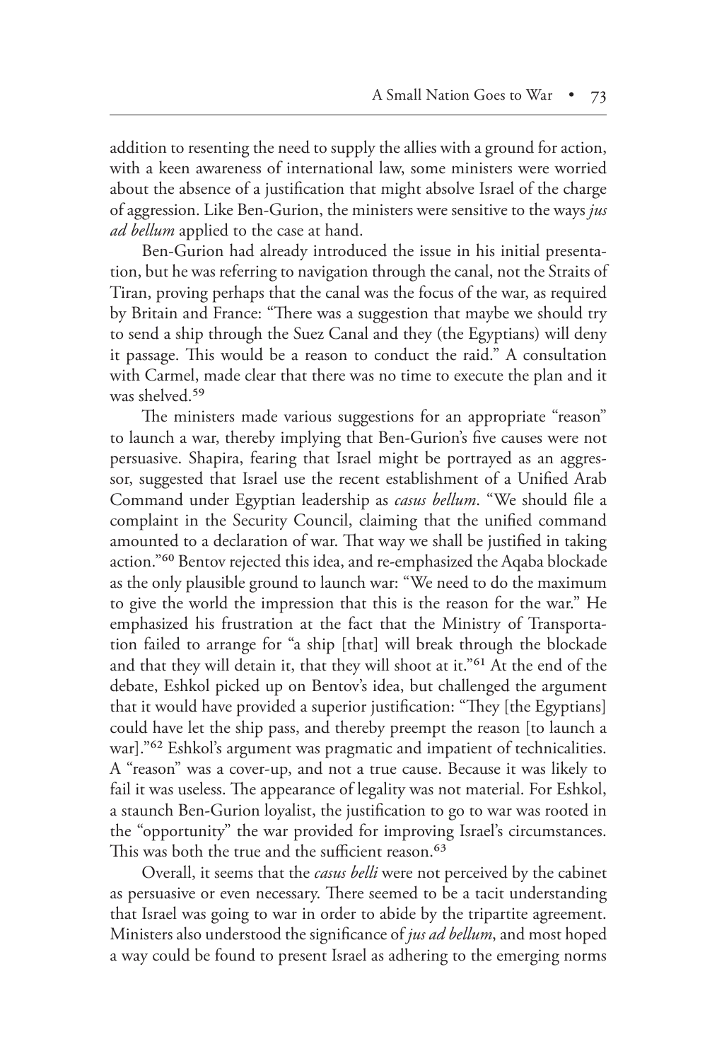addition to resenting the need to supply the allies with a ground for action, with a keen awareness of international law, some ministers were worried about the absence of a justification that might absolve Israel of the charge of aggression. Like Ben-Gurion, the ministers were sensitive to the ways *jus ad bellum* applied to the case at hand.

Ben-Gurion had already introduced the issue in his initial presentation, but he was referring to navigation through the canal, not the Straits of Tiran, proving perhaps that the canal was the focus of the war, as required by Britain and France: "There was a suggestion that maybe we should try to send a ship through the Suez Canal and they (the Egyptians) will deny it passage. This would be a reason to conduct the raid." A consultation with Carmel, made clear that there was no time to execute the plan and it was shelved.[59]

The ministers made various suggestions for an appropriate "reason" to launch a war, thereby implying that Ben-Gurion's five causes were not persuasive. Shapira, fearing that Israel might be portrayed as an aggressor, suggested that Israel use the recent establishment of a Unified Arab Command under Egyptian leadership as *casus bellum*. "We should file a complaint in the Security Council, claiming that the unified command amounted to a declaration of war. That way we shall be justified in taking action."[60] Bentov rejected this idea, and re-emphasized the Aqaba blockade as the only plausible ground to launch war: "We need to do the maximum to give the world the impression that this is the reason for the war." He emphasized his frustration at the fact that the Ministry of Transportation failed to arrange for "a ship [that] will break through the blockade and that they will detain it, that they will shoot at it."[61] At the end of the debate, Eshkol picked up on Bentov's idea, but challenged the argument that it would have provided a superior justification: "They [the Egyptians] could have let the ship pass, and thereby preempt the reason [to launch a war]."[62] Eshkol's argument was pragmatic and impatient of technicalities. A "reason" was a cover-up, and not a true cause. Because it was likely to fail it was useless. The appearance of legality was not material. For Eshkol, a staunch Ben-Gurion loyalist, the justification to go to war was rooted in the "opportunity" the war provided for improving Israel's circumstances. This was both the true and the sufficient reason.[63]

Overall, it seems that the *casus belli* were not perceived by the cabinet as persuasive or even necessary. There seemed to be a tacit understanding that Israel was going to war in order to abide by the tripartite agreement. Ministers also understood the significance of *jus ad bellum*, and most hoped a way could be found to present Israel as adhering to the emerging norms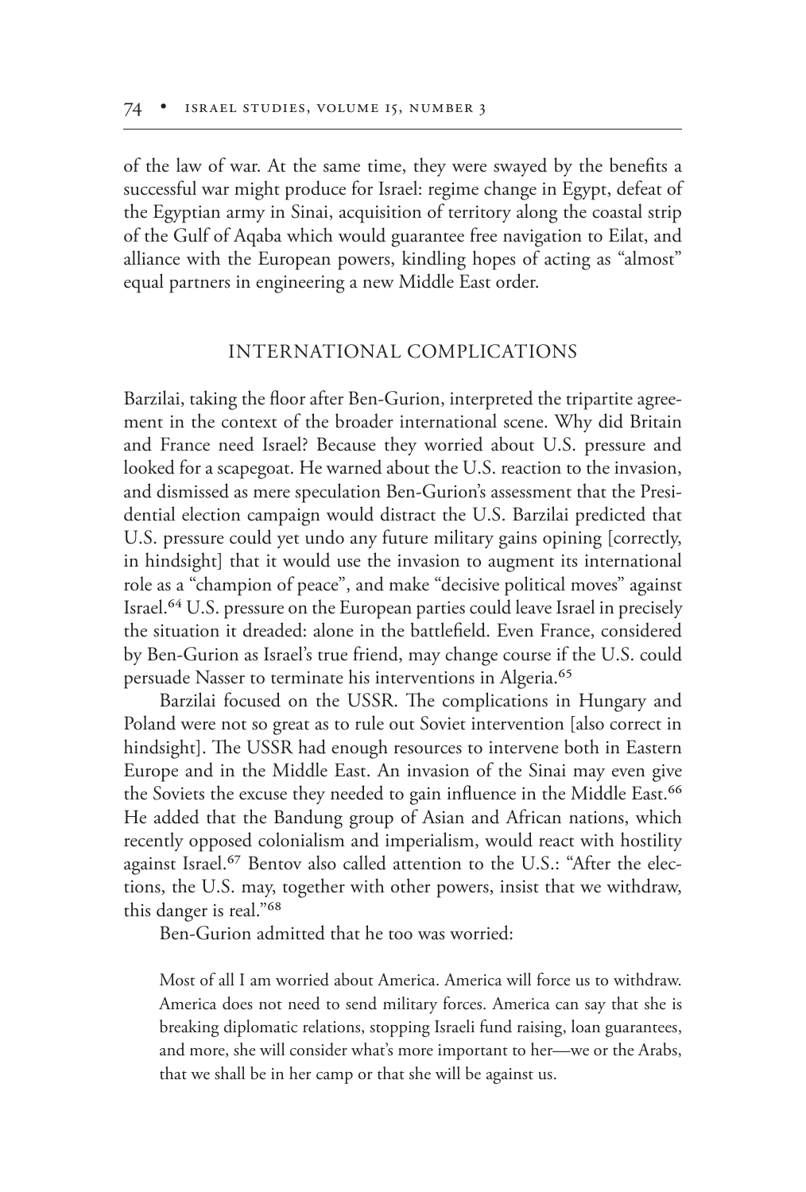of the law of war. At the same time, they were swayed by the benefits a successful war might produce for Israel: regime change in Egypt, defeat of the Egyptian army in Sinai, acquisition of territory along the coastal strip of the Gulf of Aqaba which would guarantee free navigation to Eilat, and alliance with the European powers, kindling hopes of acting as "almost" equal partners in engineering a new Middle East order.

## INTERNATIONAL COMPLICATIONS

Barzilai, taking the floor after Ben-Gurion, interpreted the tripartite agreement in the context of the broader international scene. Why did Britain and France need Israel? Because they worried about U.S. pressure and looked for a scapegoat. He warned about the U.S. reaction to the invasion, and dismissed as mere speculation Ben-Gurion's assessment that the Presidential election campaign would distract the U.S. Barzilai predicted that U.S. pressure could yet undo any future military gains opining [correctly, in hindsight] that it would use the invasion to augment its international role as a "champion of peace", and make "decisive political moves" against Israel.[64] U.S. pressure on the European parties could leave Israel in precisely the situation it dreaded: alone in the battlefield. Even France, considered by Ben-Gurion as Israel's true friend, may change course if the U.S. could persuade Nasser to terminate his interventions in Algeria.[65]

Barzilai focused on the USSR. The complications in Hungary and Poland were not so great as to rule out Soviet intervention [also correct in hindsight]. The USSR had enough resources to intervene both in Eastern Europe and in the Middle East. An invasion of the Sinai may even give the Soviets the excuse they needed to gain influence in the Middle East.[66] He added that the Bandung group of Asian and African nations, which recently opposed colonialism and imperialism, would react with hostility against Israel.[67] Bentov also called attention to the U.S.: "After the elections, the U.S. may, together with other powers, insist that we withdraw, this danger is real."[68]

Ben-Gurion admitted that he too was worried:

> Most of all I am worried about America. America will force us to withdraw. America does not need to send military forces. America can say that she is breaking diplomatic relations, stopping Israeli fund raising, loan guarantees, and more, she will consider what's more important to her—we or the Arabs, that we shall be in her camp or that she will be against us.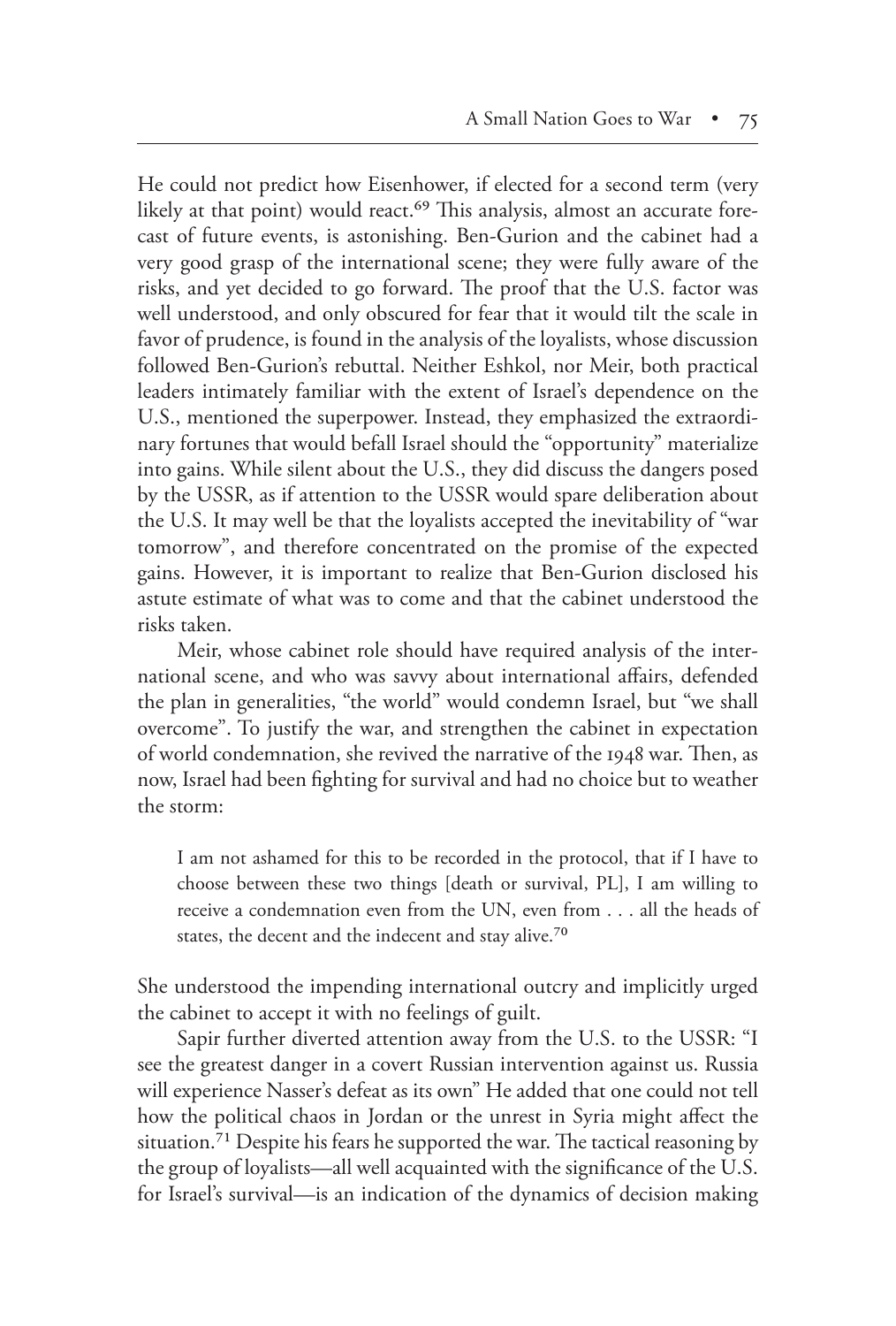He could not predict how Eisenhower, if elected for a second term (very likely at that point) would react.[69] This analysis, almost an accurate forecast of future events, is astonishing. Ben-Gurion and the cabinet had a very good grasp of the international scene; they were fully aware of the risks, and yet decided to go forward. The proof that the U.S. factor was well understood, and only obscured for fear that it would tilt the scale in favor of prudence, is found in the analysis of the loyalists, whose discussion followed Ben-Gurion's rebuttal. Neither Eshkol, nor Meir, both practical leaders intimately familiar with the extent of Israel's dependence on the U.S., mentioned the superpower. Instead, they emphasized the extraordinary fortunes that would befall Israel should the "opportunity" materialize into gains. While silent about the U.S., they did discuss the dangers posed by the USSR, as if attention to the USSR would spare deliberation about the U.S. It may well be that the loyalists accepted the inevitability of "war tomorrow", and therefore concentrated on the promise of the expected gains. However, it is important to realize that Ben-Gurion disclosed his astute estimate of what was to come and that the cabinet understood the risks taken.

Meir, whose cabinet role should have required analysis of the international scene, and who was savvy about international affairs, defended the plan in generalities, "the world" would condemn Israel, but "we shall overcome". To justify the war, and strengthen the cabinet in expectation of world condemnation, she revived the narrative of the 1948 war. Then, as now, Israel had been fighting for survival and had no choice but to weather the storm:

> I am not ashamed for this to be recorded in the protocol, that if I have to choose between these two things [death or survival, PL], I am willing to receive a condemnation even from the UN, even from . . . all the heads of states, the decent and the indecent and stay alive.[70]

She understood the impending international outcry and implicitly urged the cabinet to accept it with no feelings of guilt.

Sapir further diverted attention away from the U.S. to the USSR: "I see the greatest danger in a covert Russian intervention against us. Russia will experience Nasser's defeat as its own" He added that one could not tell how the political chaos in Jordan or the unrest in Syria might affect the situation.[71] Despite his fears he supported the war. The tactical reasoning by the group of loyalists—all well acquainted with the significance of the U.S. for Israel's survival—is an indication of the dynamics of decision making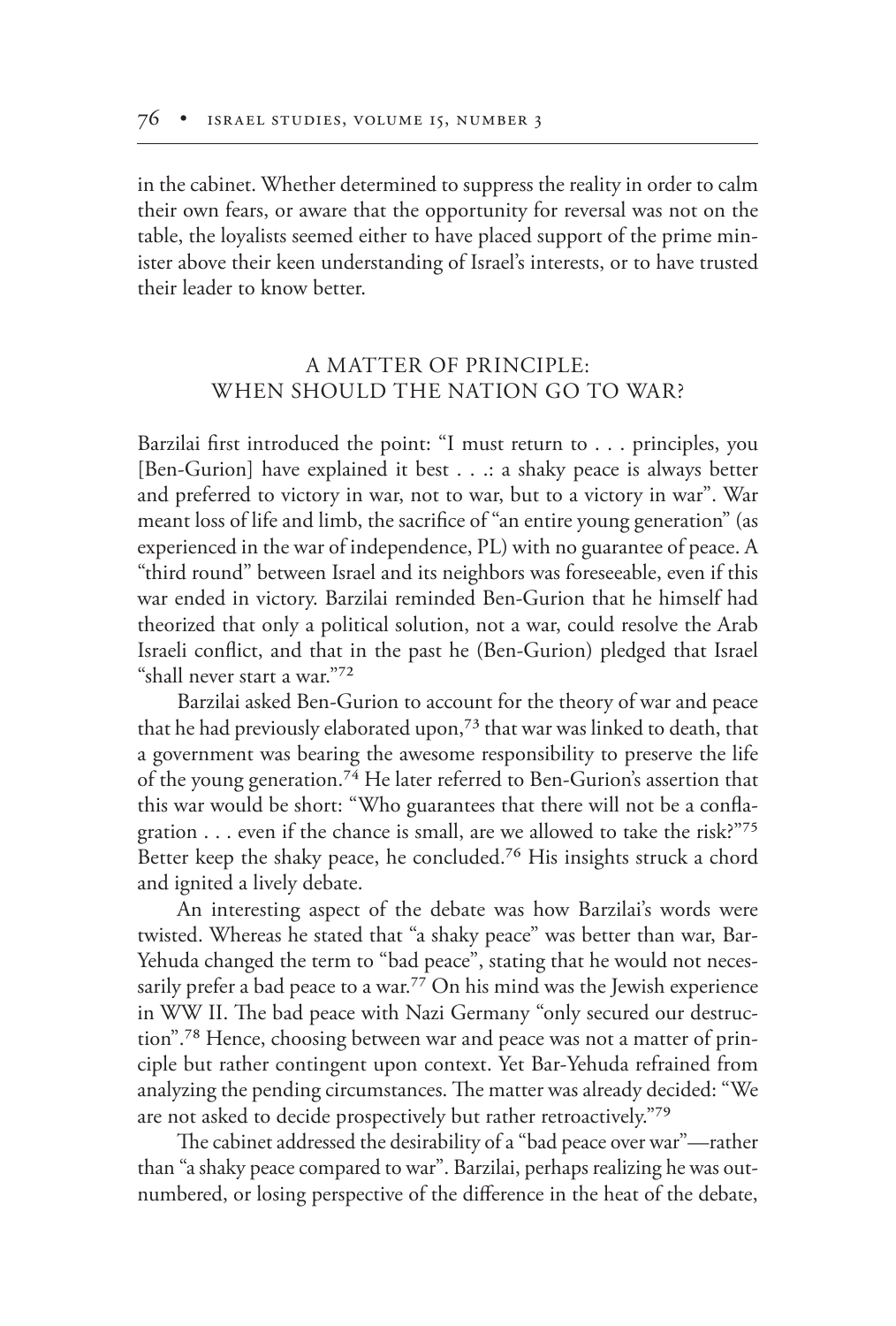in the cabinet. Whether determined to suppress the reality in order to calm their own fears, or aware that the opportunity for reversal was not on the table, the loyalists seemed either to have placed support of the prime minister above their keen understanding of Israel's interests, or to have trusted their leader to know better.

## A MATTER OF PRINCIPLE: WHEN SHOULD THE NATION GO TO WAR?

Barzilai first introduced the point: "I must return to . . . principles, you [Ben-Gurion] have explained it best . . .: a shaky peace is always better and preferred to victory in war, not to war, but to a victory in war". War meant loss of life and limb, the sacrifice of "an entire young generation" (as experienced in the war of independence, PL) with no guarantee of peace. A "third round" between Israel and its neighbors was foreseeable, even if this war ended in victory. Barzilai reminded Ben-Gurion that he himself had theorized that only a political solution, not a war, could resolve the Arab Israeli conflict, and that in the past he (Ben-Gurion) pledged that Israel "shall never start a war."[72]

Barzilai asked Ben-Gurion to account for the theory of war and peace that he had previously elaborated upon,[73] that war was linked to death, that a government was bearing the awesome responsibility to preserve the life of the young generation.[74] He later referred to Ben-Gurion's assertion that this war would be short: "Who guarantees that there will not be a conflagration . . . even if the chance is small, are we allowed to take the risk?"[75] Better keep the shaky peace, he concluded.[76] His insights struck a chord and ignited a lively debate.

An interesting aspect of the debate was how Barzilai's words were twisted. Whereas he stated that "a shaky peace" was better than war, Bar-Yehuda changed the term to "bad peace", stating that he would not necessarily prefer a bad peace to a war.[77] On his mind was the Jewish experience in WW II. The bad peace with Nazi Germany "only secured our destruction".[78] Hence, choosing between war and peace was not a matter of principle but rather contingent upon context. Yet Bar-Yehuda refrained from analyzing the pending circumstances. The matter was already decided: "We are not asked to decide prospectively but rather retroactively."[79]

The cabinet addressed the desirability of a "bad peace over war"—rather than "a shaky peace compared to war". Barzilai, perhaps realizing he was outnumbered, or losing perspective of the difference in the heat of the debate,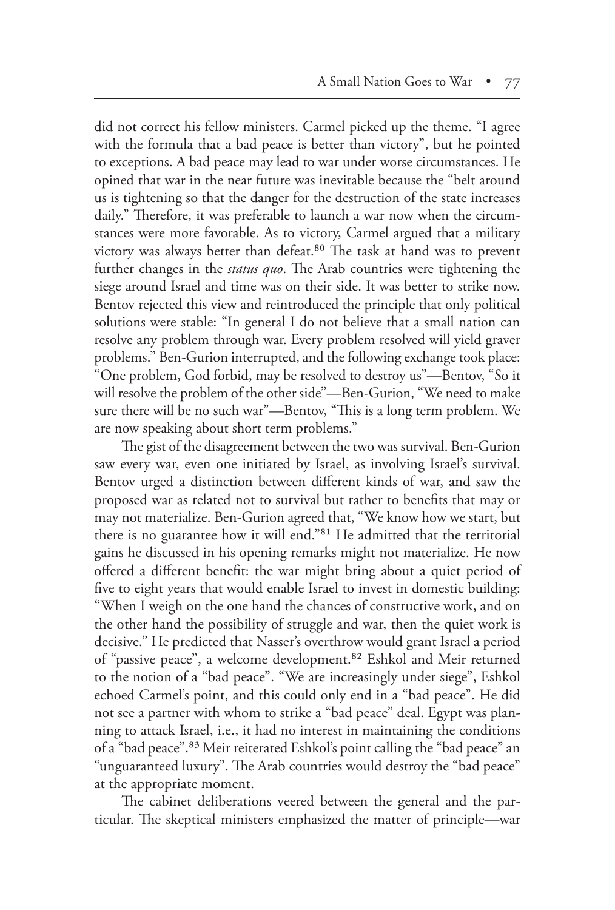did not correct his fellow ministers. Carmel picked up the theme. "I agree with the formula that a bad peace is better than victory", but he pointed to exceptions. A bad peace may lead to war under worse circumstances. He opined that war in the near future was inevitable because the "belt around us is tightening so that the danger for the destruction of the state increases daily." Therefore, it was preferable to launch a war now when the circumstances were more favorable. As to victory, Carmel argued that a military victory was always better than defeat.[80] The task at hand was to prevent further changes in the *status quo*. The Arab countries were tightening the siege around Israel and time was on their side. It was better to strike now. Bentov rejected this view and reintroduced the principle that only political solutions were stable: "In general I do not believe that a small nation can resolve any problem through war. Every problem resolved will yield graver problems." Ben-Gurion interrupted, and the following exchange took place: "One problem, God forbid, may be resolved to destroy us"—Bentov, "So it will resolve the problem of the other side"—Ben-Gurion, "We need to make sure there will be no such war"—Bentov, "This is a long term problem. We are now speaking about short term problems."

The gist of the disagreement between the two was survival. Ben-Gurion saw every war, even one initiated by Israel, as involving Israel's survival. Bentov urged a distinction between different kinds of war, and saw the proposed war as related not to survival but rather to benefits that may or may not materialize. Ben-Gurion agreed that, "We know how we start, but there is no guarantee how it will end."[81] He admitted that the territorial gains he discussed in his opening remarks might not materialize. He now offered a different benefit: the war might bring about a quiet period of five to eight years that would enable Israel to invest in domestic building: "When I weigh on the one hand the chances of constructive work, and on the other hand the possibility of struggle and war, then the quiet work is decisive." He predicted that Nasser's overthrow would grant Israel a period of "passive peace", a welcome development.[82] Eshkol and Meir returned to the notion of a "bad peace". "We are increasingly under siege", Eshkol echoed Carmel's point, and this could only end in a "bad peace". He did not see a partner with whom to strike a "bad peace" deal. Egypt was planning to attack Israel, i.e., it had no interest in maintaining the conditions of a "bad peace".[83] Meir reiterated Eshkol's point calling the "bad peace" an "unguaranteed luxury". The Arab countries would destroy the "bad peace" at the appropriate moment.

The cabinet deliberations veered between the general and the particular. The skeptical ministers emphasized the matter of principle—war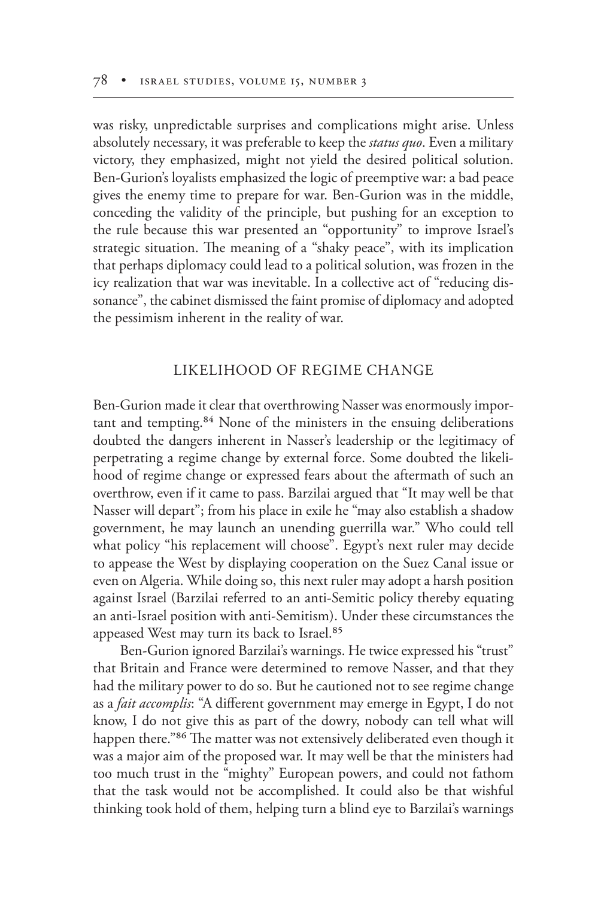was risky, unpredictable surprises and complications might arise. Unless absolutely necessary, it was preferable to keep the *status quo*. Even a military victory, they emphasized, might not yield the desired political solution. Ben-Gurion's loyalists emphasized the logic of preemptive war: a bad peace gives the enemy time to prepare for war. Ben-Gurion was in the middle, conceding the validity of the principle, but pushing for an exception to the rule because this war presented an "opportunity" to improve Israel's strategic situation. The meaning of a "shaky peace", with its implication that perhaps diplomacy could lead to a political solution, was frozen in the icy realization that war was inevitable. In a collective act of "reducing dissonance", the cabinet dismissed the faint promise of diplomacy and adopted the pessimism inherent in the reality of war.

## LIKELIHOOD OF REGIME CHANGE

Ben-Gurion made it clear that overthrowing Nasser was enormously important and tempting.[84] None of the ministers in the ensuing deliberations doubted the dangers inherent in Nasser's leadership or the legitimacy of perpetrating a regime change by external force. Some doubted the likelihood of regime change or expressed fears about the aftermath of such an overthrow, even if it came to pass. Barzilai argued that "It may well be that Nasser will depart"; from his place in exile he "may also establish a shadow government, he may launch an unending guerrilla war." Who could tell what policy "his replacement will choose". Egypt's next ruler may decide to appease the West by displaying cooperation on the Suez Canal issue or even on Algeria. While doing so, this next ruler may adopt a harsh position against Israel (Barzilai referred to an anti-Semitic policy thereby equating an anti-Israel position with anti-Semitism). Under these circumstances the appeased West may turn its back to Israel.[85]

Ben-Gurion ignored Barzilai's warnings. He twice expressed his "trust" that Britain and France were determined to remove Nasser, and that they had the military power to do so. But he cautioned not to see regime change as a *fait accomplis*: "A different government may emerge in Egypt, I do not know, I do not give this as part of the dowry, nobody can tell what will happen there."[86] The matter was not extensively deliberated even though it was a major aim of the proposed war. It may well be that the ministers had too much trust in the "mighty" European powers, and could not fathom that the task would not be accomplished. It could also be that wishful thinking took hold of them, helping turn a blind eye to Barzilai's warnings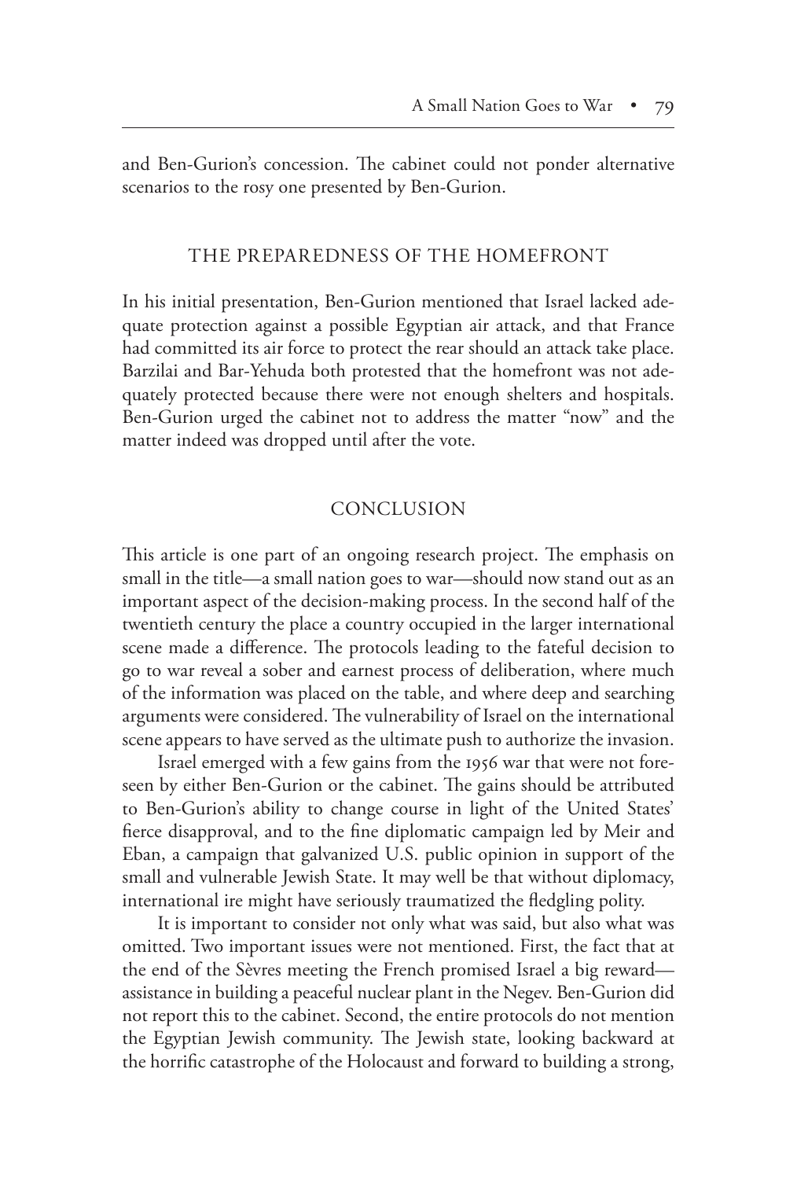and Ben-Gurion's concession. The cabinet could not ponder alternative scenarios to the rosy one presented by Ben-Gurion.

## THE PREPAREDNESS OF THE HOMEFRONT

In his initial presentation, Ben-Gurion mentioned that Israel lacked adequate protection against a possible Egyptian air attack, and that France had committed its air force to protect the rear should an attack take place. Barzilai and Bar-Yehuda both protested that the homefront was not adequately protected because there were not enough shelters and hospitals. Ben-Gurion urged the cabinet not to address the matter "now" and the matter indeed was dropped until after the vote.

## CONCLUSION

This article is one part of an ongoing research project. The emphasis on small in the title—a small nation goes to war—should now stand out as an important aspect of the decision-making process. In the second half of the twentieth century the place a country occupied in the larger international scene made a difference. The protocols leading to the fateful decision to go to war reveal a sober and earnest process of deliberation, where much of the information was placed on the table, and where deep and searching arguments were considered. The vulnerability of Israel on the international scene appears to have served as the ultimate push to authorize the invasion.

Israel emerged with a few gains from the 1956 war that were not foreseen by either Ben-Gurion or the cabinet. The gains should be attributed to Ben-Gurion's ability to change course in light of the United States' fierce disapproval, and to the fine diplomatic campaign led by Meir and Eban, a campaign that galvanized U.S. public opinion in support of the small and vulnerable Jewish State. It may well be that without diplomacy, international ire might have seriously traumatized the fledgling polity.

It is important to consider not only what was said, but also what was omitted. Two important issues were not mentioned. First, the fact that at the end of the Sèvres meeting the French promised Israel a big reward—assistance in building a peaceful nuclear plant in the Negev. Ben-Gurion did not report this to the cabinet. Second, the entire protocols do not mention the Egyptian Jewish community. The Jewish state, looking backward at the horrific catastrophe of the Holocaust and forward to building a strong,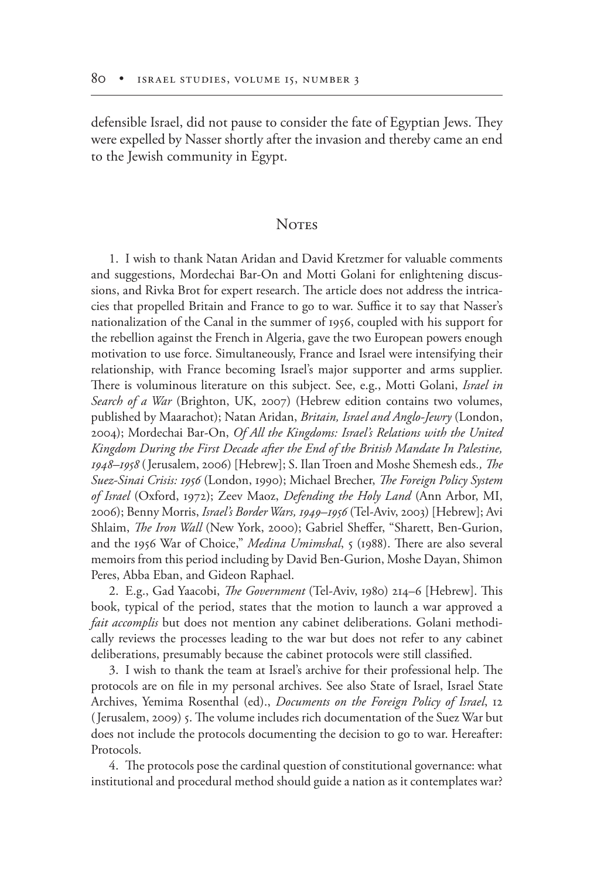defensible Israel, did not pause to consider the fate of Egyptian Jews. They were expelled by Nasser shortly after the invasion and thereby came an end to the Jewish community in Egypt.

## Notes

1. I wish to thank Natan Aridan and David Kretzmer for valuable comments and suggestions, Mordechai Bar-On and Motti Golani for enlightening discussions, and Rivka Brot for expert research. The article does not address the intricacies that propelled Britain and France to go to war. Suffice it to say that Nasser's nationalization of the Canal in the summer of 1956, coupled with his support for the rebellion against the French in Algeria, gave the two European powers enough motivation to use force. Simultaneously, France and Israel were intensifying their relationship, with France becoming Israel's major supporter and arms supplier. There is voluminous literature on this subject. See, e.g., Motti Golani, *Israel in Search of a War* (Brighton, UK, 2007) (Hebrew edition contains two volumes, published by Maarachot); Natan Aridan, *Britain, Israel and Anglo-Jewry* (London, 2004); Mordechai Bar-On, *Of All the Kingdoms: Israel's Relations with the United Kingdom During the First Decade after the End of the British Mandate In Palestine, 1948–1958* (Jerusalem, 2006) [Hebrew]; S. Ilan Troen and Moshe Shemesh eds.*, The Suez-Sinai Crisis: 1956* (London, 1990); Michael Brecher, *The Foreign Policy System of Israel* (Oxford, 1972); Zeev Maoz, *Defending the Holy Land* (Ann Arbor, MI, 2006); Benny Morris, *Israel's Border Wars, 1949–1956* (Tel-Aviv, 2003) [Hebrew]; Avi Shlaim, *The Iron Wall* (New York, 2000); Gabriel Sheffer, "Sharett, Ben-Gurion, and the 1956 War of Choice," *Medina Umimshal*, 5 (1988). There are also several memoirs from this period including by David Ben-Gurion, Moshe Dayan, Shimon Peres, Abba Eban, and Gideon Raphael.

2. E.g., Gad Yaacobi, *The Government* (Tel-Aviv, 1980) 214–6 [Hebrew]. This book, typical of the period, states that the motion to launch a war approved a *fait accomplis* but does not mention any cabinet deliberations. Golani methodically reviews the processes leading to the war but does not refer to any cabinet deliberations, presumably because the cabinet protocols were still classified.

3. I wish to thank the team at Israel's archive for their professional help. The protocols are on file in my personal archives. See also State of Israel, Israel State Archives, Yemima Rosenthal (ed)., *Documents on the Foreign Policy of Israel*, 12 (Jerusalem, 2009) 5. The volume includes rich documentation of the Suez War but does not include the protocols documenting the decision to go to war. Hereafter: Protocols.

4. The protocols pose the cardinal question of constitutional governance: what institutional and procedural method should guide a nation as it contemplates war?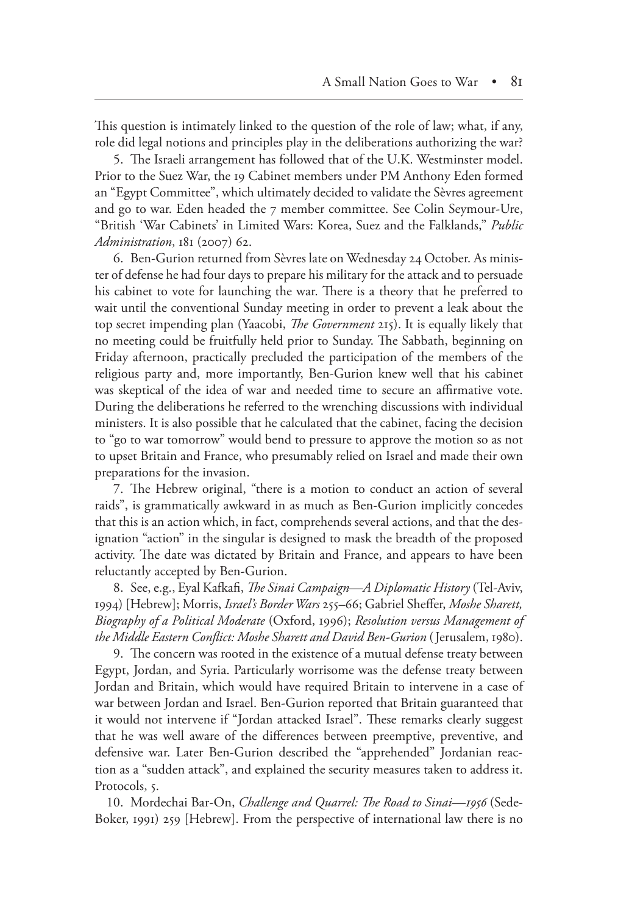This question is intimately linked to the question of the role of law; what, if any, role did legal notions and principles play in the deliberations authorizing the war?

5. The Israeli arrangement has followed that of the U.K. Westminster model. Prior to the Suez War, the 19 Cabinet members under PM Anthony Eden formed an "Egypt Committee", which ultimately decided to validate the Sèvres agreement and go to war. Eden headed the 7 member committee. See Colin Seymour-Ure, "British 'War Cabinets' in Limited Wars: Korea, Suez and the Falklands," *Public Administration*, 181 (2007) 62.

6. Ben-Gurion returned from Sèvres late on Wednesday 24 October. As minister of defense he had four days to prepare his military for the attack and to persuade his cabinet to vote for launching the war. There is a theory that he preferred to wait until the conventional Sunday meeting in order to prevent a leak about the top secret impending plan (Yaacobi, *The Government* 215). It is equally likely that no meeting could be fruitfully held prior to Sunday. The Sabbath, beginning on Friday afternoon, practically precluded the participation of the members of the religious party and, more importantly, Ben-Gurion knew well that his cabinet was skeptical of the idea of war and needed time to secure an affirmative vote. During the deliberations he referred to the wrenching discussions with individual ministers. It is also possible that he calculated that the cabinet, facing the decision to "go to war tomorrow" would bend to pressure to approve the motion so as not to upset Britain and France, who presumably relied on Israel and made their own preparations for the invasion.

7. The Hebrew original, "there is a motion to conduct an action of several raids", is grammatically awkward in as much as Ben-Gurion implicitly concedes that this is an action which, in fact, comprehends several actions, and that the designation "action" in the singular is designed to mask the breadth of the proposed activity. The date was dictated by Britain and France, and appears to have been reluctantly accepted by Ben-Gurion.

8. See, e.g., Eyal Kafkafi, *The Sinai Campaign—A Diplomatic History* (Tel-Aviv, 1994) [Hebrew]; Morris, *Israel's Border Wars* 255–66; Gabriel Sheffer, *Moshe Sharett, Biography of a Political Moderate* (Oxford, 1996); *Resolution versus Management of the Middle Eastern Conflict: Moshe Sharett and David Ben-Gurion* (Jerusalem, 1980).

9. The concern was rooted in the existence of a mutual defense treaty between Egypt, Jordan, and Syria. Particularly worrisome was the defense treaty between Jordan and Britain, which would have required Britain to intervene in a case of war between Jordan and Israel. Ben-Gurion reported that Britain guaranteed that it would not intervene if "Jordan attacked Israel". These remarks clearly suggest that he was well aware of the differences between preemptive, preventive, and defensive war. Later Ben-Gurion described the "apprehended" Jordanian reaction as a "sudden attack", and explained the security measures taken to address it. Protocols, 5.

10. Mordechai Bar-On, *Challenge and Quarrel: The Road to Sinai—1956* (Sede-Boker, 1991) 259 [Hebrew]. From the perspective of international law there is no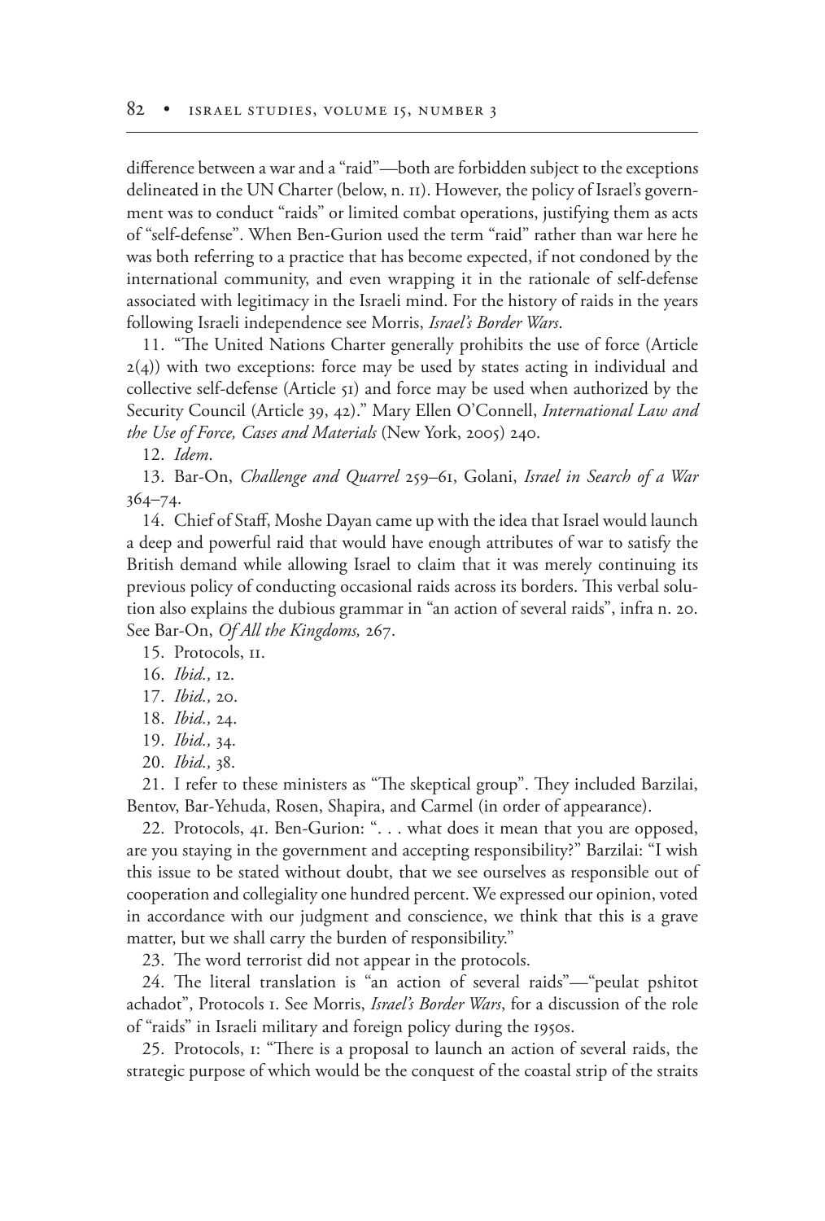difference between a war and a "raid"—both are forbidden subject to the exceptions delineated in the UN Charter (below, n. 11). However, the policy of Israel's government was to conduct "raids" or limited combat operations, justifying them as acts of "self-defense". When Ben-Gurion used the term "raid" rather than war here he was both referring to a practice that has become expected, if not condoned by the international community, and even wrapping it in the rationale of self-defense associated with legitimacy in the Israeli mind. For the history of raids in the years following Israeli independence see Morris, *Israel's Border Wars*.

11. "The United Nations Charter generally prohibits the use of force (Article 2(4)) with two exceptions: force may be used by states acting in individual and collective self-defense (Article 51) and force may be used when authorized by the Security Council (Article 39, 42)." Mary Ellen O'Connell, *International Law and the Use of Force, Cases and Materials* (New York, 2005) 240.

12. *Idem*.

13. Bar-On, *Challenge and Quarrel* 259–61, Golani, *Israel in Search of a War* 364–74.

14. Chief of Staff, Moshe Dayan came up with the idea that Israel would launch a deep and powerful raid that would have enough attributes of war to satisfy the British demand while allowing Israel to claim that it was merely continuing its previous policy of conducting occasional raids across its borders. This verbal solution also explains the dubious grammar in "an action of several raids", infra n. 20. See Bar-On, *Of All the Kingdoms,* 267.

15. Protocols, 11.

16. *Ibid.,* 12.

17. *Ibid.,* 20.

18. *Ibid.,* 24.

19. *Ibid.,* 34.

20. *Ibid.,* 38.

21. I refer to these ministers as "The skeptical group". They included Barzilai, Bentov, Bar-Yehuda, Rosen, Shapira, and Carmel (in order of appearance).

22. Protocols, 41. Ben-Gurion: ". . . what does it mean that you are opposed, are you staying in the government and accepting responsibility?" Barzilai: "I wish this issue to be stated without doubt, that we see ourselves as responsible out of cooperation and collegiality one hundred percent. We expressed our opinion, voted in accordance with our judgment and conscience, we think that this is a grave matter, but we shall carry the burden of responsibility."

23. The word terrorist did not appear in the protocols.

24. The literal translation is "an action of several raids"—"peulat pshitot achadot", Protocols 1. See Morris, *Israel's Border Wars*, for a discussion of the role of "raids" in Israeli military and foreign policy during the 1950s.

25. Protocols, 1: "There is a proposal to launch an action of several raids, the strategic purpose of which would be the conquest of the coastal strip of the straits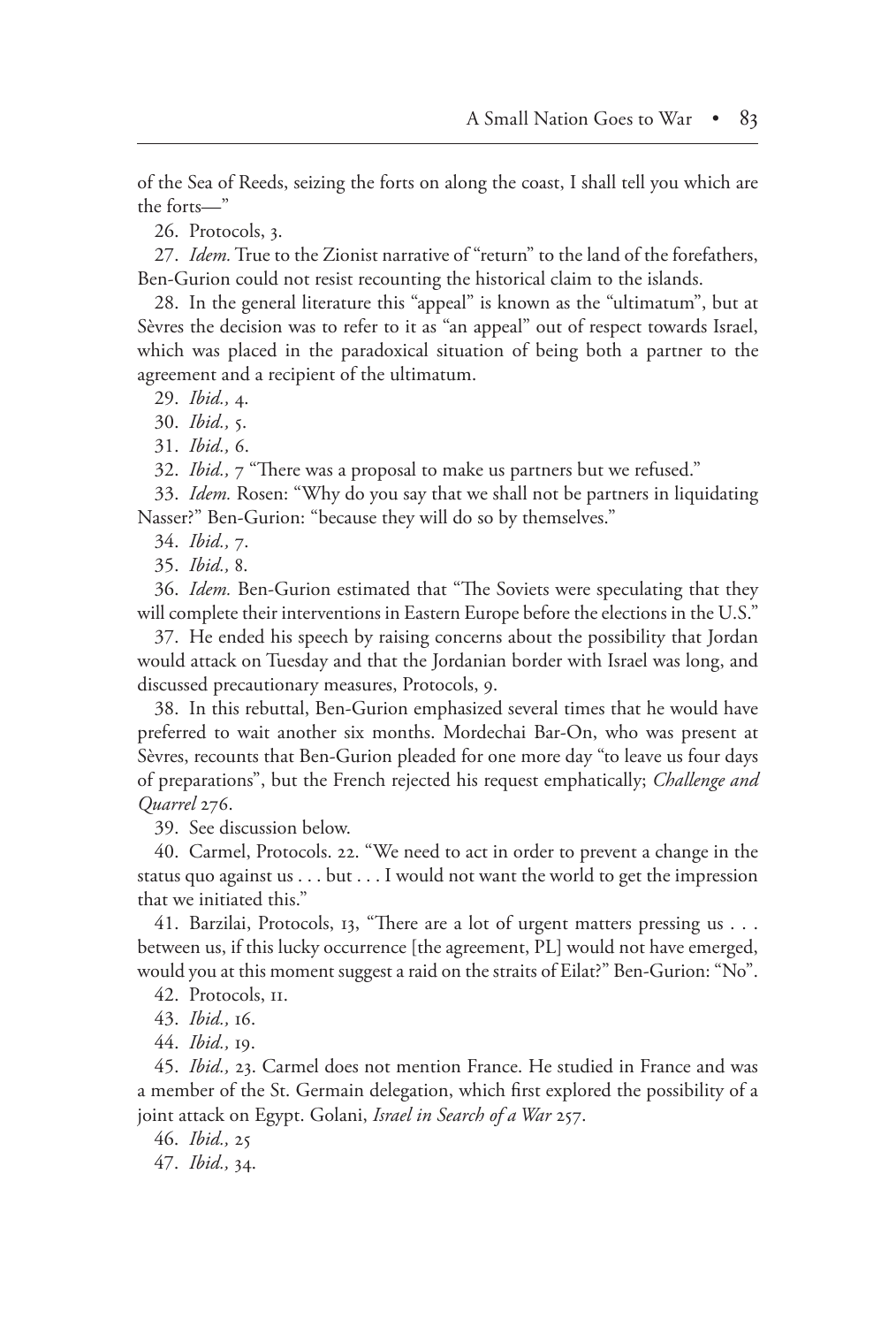of the Sea of Reeds, seizing the forts on along the coast, I shall tell you which are the forts—"

26. Protocols, 3.

27. *Idem.* True to the Zionist narrative of "return" to the land of the forefathers, Ben-Gurion could not resist recounting the historical claim to the islands.

28. In the general literature this "appeal" is known as the "ultimatum", but at Sèvres the decision was to refer to it as "an appeal" out of respect towards Israel, which was placed in the paradoxical situation of being both a partner to the agreement and a recipient of the ultimatum.

29. *Ibid.,* 4.

30. *Ibid.,* 5.

31. *Ibid.,* 6.

32. *Ibid.,* 7 "There was a proposal to make us partners but we refused."

33. *Idem.* Rosen: "Why do you say that we shall not be partners in liquidating Nasser?" Ben-Gurion: "because they will do so by themselves."

34. *Ibid.,* 7.

35. *Ibid.,* 8.

36. *Idem.* Ben-Gurion estimated that "The Soviets were speculating that they will complete their interventions in Eastern Europe before the elections in the U.S."

37. He ended his speech by raising concerns about the possibility that Jordan would attack on Tuesday and that the Jordanian border with Israel was long, and discussed precautionary measures, Protocols, 9.

38. In this rebuttal, Ben-Gurion emphasized several times that he would have preferred to wait another six months. Mordechai Bar-On, who was present at Sèvres, recounts that Ben-Gurion pleaded for one more day "to leave us four days of preparations", but the French rejected his request emphatically; *Challenge and Quarrel* 276.

39. See discussion below.

40. Carmel, Protocols. 22. "We need to act in order to prevent a change in the status quo against us . . . but . . . I would not want the world to get the impression that we initiated this."

41. Barzilai, Protocols, 13, "There are a lot of urgent matters pressing us . . . between us, if this lucky occurrence [the agreement, PL] would not have emerged, would you at this moment suggest a raid on the straits of Eilat?" Ben-Gurion: "No".

42. Protocols, 11.

43. *Ibid.,* 16.

44. *Ibid.,* 19.

45. *Ibid.,* 23. Carmel does not mention France. He studied in France and was a member of the St. Germain delegation, which first explored the possibility of a joint attack on Egypt. Golani, *Israel in Search of a War* 257.

46. *Ibid.,* 25

47. *Ibid.,* 34.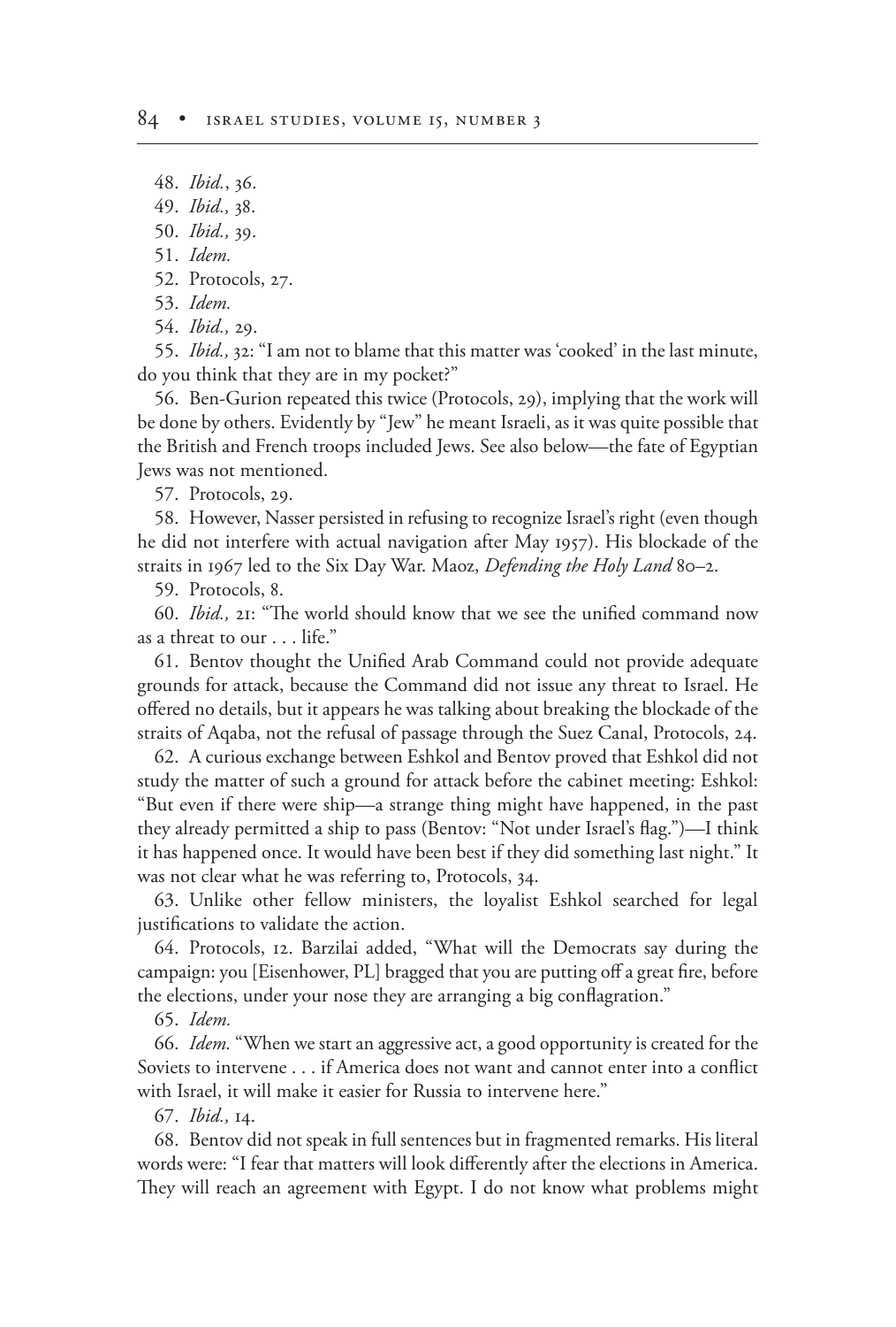48. *Ibid.*, 36.

49. *Ibid.,* 38.

50. *Ibid.,* 39.

51. *Idem.*

52. Protocols, 27.

53. *Idem.*

54. *Ibid.,* 29.

55. *Ibid.,* 32: "I am not to blame that this matter was 'cooked' in the last minute, do you think that they are in my pocket?"

56. Ben-Gurion repeated this twice (Protocols, 29), implying that the work will be done by others. Evidently by "Jew" he meant Israeli, as it was quite possible that the British and French troops included Jews. See also below—the fate of Egyptian Jews was not mentioned.

57. Protocols, 29.

58. However, Nasser persisted in refusing to recognize Israel's right (even though he did not interfere with actual navigation after May 1957). His blockade of the straits in 1967 led to the Six Day War. Maoz, *Defending the Holy Land* 80–2.

59. Protocols, 8.

60. *Ibid.,* 21: "The world should know that we see the unified command now as a threat to our . . . life."

61. Bentov thought the Unified Arab Command could not provide adequate grounds for attack, because the Command did not issue any threat to Israel. He offered no details, but it appears he was talking about breaking the blockade of the straits of Aqaba, not the refusal of passage through the Suez Canal, Protocols, 24.

62. A curious exchange between Eshkol and Bentov proved that Eshkol did not study the matter of such a ground for attack before the cabinet meeting: Eshkol: "But even if there were ship—a strange thing might have happened, in the past they already permitted a ship to pass (Bentov: "Not under Israel's flag.")—I think it has happened once. It would have been best if they did something last night." It was not clear what he was referring to, Protocols, 34.

63. Unlike other fellow ministers, the loyalist Eshkol searched for legal justifications to validate the action.

64. Protocols, 12. Barzilai added, "What will the Democrats say during the campaign: you [Eisenhower, PL] bragged that you are putting off a great fire, before the elections, under your nose they are arranging a big conflagration."

65. *Idem.*

66. *Idem.* "When we start an aggressive act, a good opportunity is created for the Soviets to intervene . . . if America does not want and cannot enter into a conflict with Israel, it will make it easier for Russia to intervene here."

67. *Ibid.,* 14.

68. Bentov did not speak in full sentences but in fragmented remarks. His literal words were: "I fear that matters will look differently after the elections in America. They will reach an agreement with Egypt. I do not know what problems might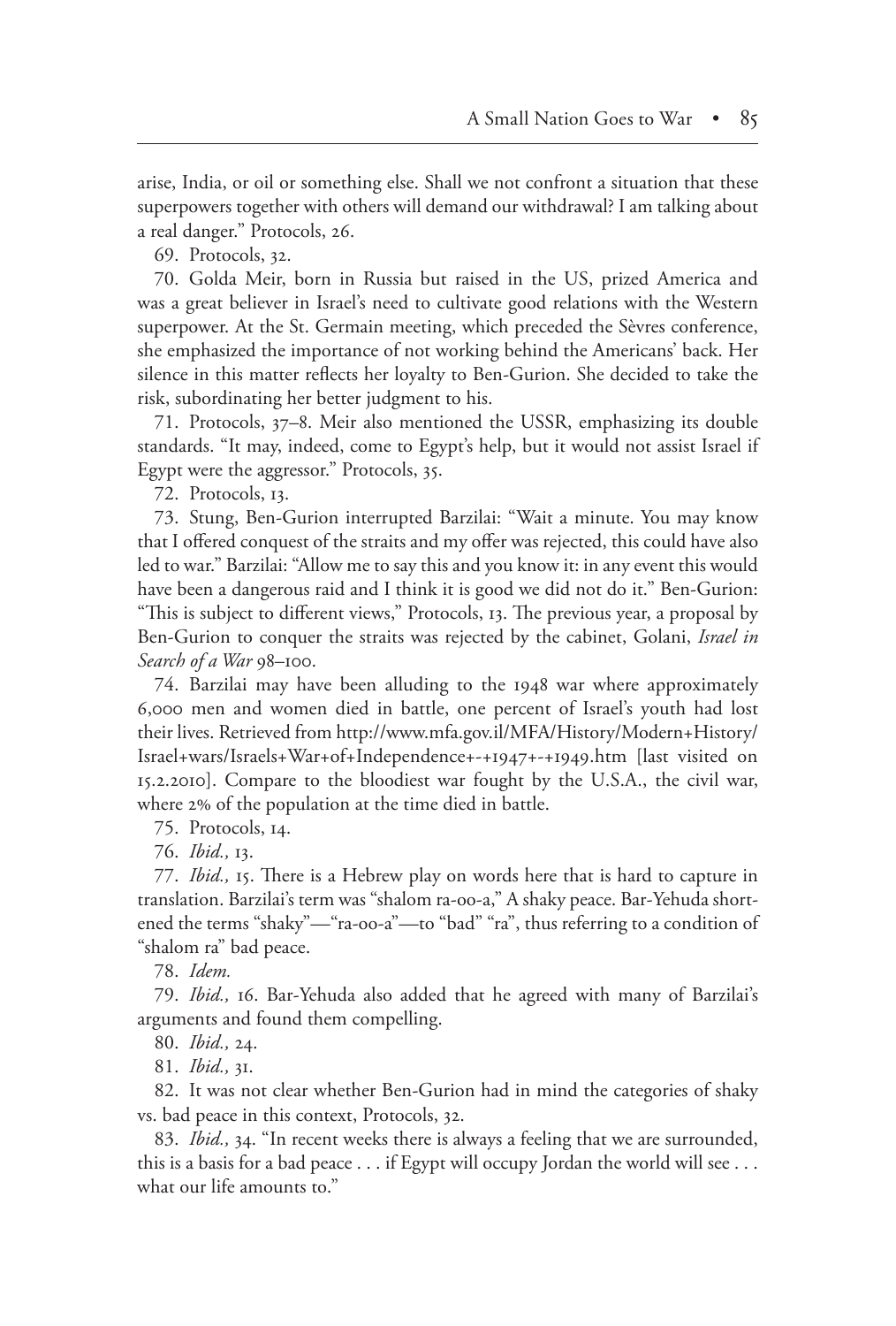arise, India, or oil or something else. Shall we not confront a situation that these superpowers together with others will demand our withdrawal? I am talking about a real danger." Protocols, 26.

69. Protocols, 32.

70. Golda Meir, born in Russia but raised in the US, prized America and was a great believer in Israel's need to cultivate good relations with the Western superpower. At the St. Germain meeting, which preceded the Sèvres conference, she emphasized the importance of not working behind the Americans' back. Her silence in this matter reflects her loyalty to Ben-Gurion. She decided to take the risk, subordinating her better judgment to his.

71. Protocols, 37–8. Meir also mentioned the USSR, emphasizing its double standards. "It may, indeed, come to Egypt's help, but it would not assist Israel if Egypt were the aggressor." Protocols, 35.

72. Protocols, 13.

73. Stung, Ben-Gurion interrupted Barzilai: "Wait a minute. You may know that I offered conquest of the straits and my offer was rejected, this could have also led to war." Barzilai: "Allow me to say this and you know it: in any event this would have been a dangerous raid and I think it is good we did not do it." Ben-Gurion: "This is subject to different views," Protocols, 13. The previous year, a proposal by Ben-Gurion to conquer the straits was rejected by the cabinet, Golani, *Israel in Search of a War* 98–100.

74. Barzilai may have been alluding to the 1948 war where approximately 6,000 men and women died in battle, one percent of Israel's youth had lost their lives. Retrieved from http://www.mfa.gov.il/MFA/History/Modern+History/Israel+wars/Israels+War+of+Independence+-+1947+-+1949.htm [last visited on 15.2.2010]. Compare to the bloodiest war fought by the U.S.A., the civil war, where 2% of the population at the time died in battle.

75. Protocols, 14.

76. *Ibid.,* 13.

77. *Ibid.,* 15. There is a Hebrew play on words here that is hard to capture in translation. Barzilai's term was "shalom ra-oo-a," A shaky peace. Bar-Yehuda shortened the terms "shaky"—"ra-oo-a"—to "bad" "ra", thus referring to a condition of "shalom ra" bad peace.

78. *Idem.*

79. *Ibid.,* 16. Bar-Yehuda also added that he agreed with many of Barzilai's arguments and found them compelling.

80. *Ibid.,* 24.

81. *Ibid.,* 31.

82. It was not clear whether Ben-Gurion had in mind the categories of shaky vs. bad peace in this context, Protocols, 32.

83. *Ibid.,* 34. "In recent weeks there is always a feeling that we are surrounded, this is a basis for a bad peace . . . if Egypt will occupy Jordan the world will see . . . what our life amounts to."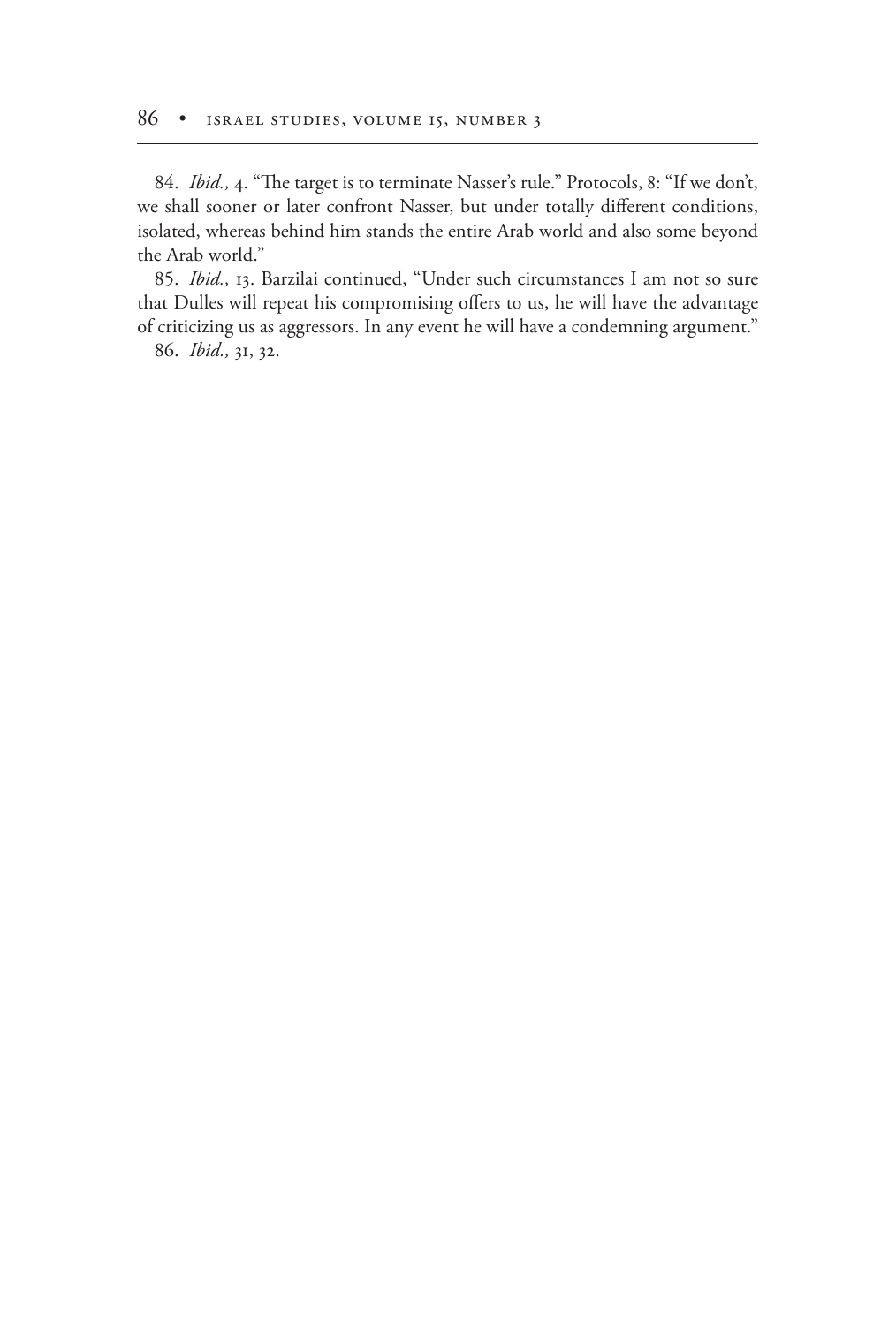84. *Ibid.,* 4. "The target is to terminate Nasser's rule." Protocols, 8: "If we don't, we shall sooner or later confront Nasser, but under totally different conditions, isolated, whereas behind him stands the entire Arab world and also some beyond the Arab world."

85. *Ibid.,* 13. Barzilai continued, "Under such circumstances I am not so sure that Dulles will repeat his compromising offers to us, he will have the advantage of criticizing us as aggressors. In any event he will have a condemning argument."

86. *Ibid.,* 31, 32.